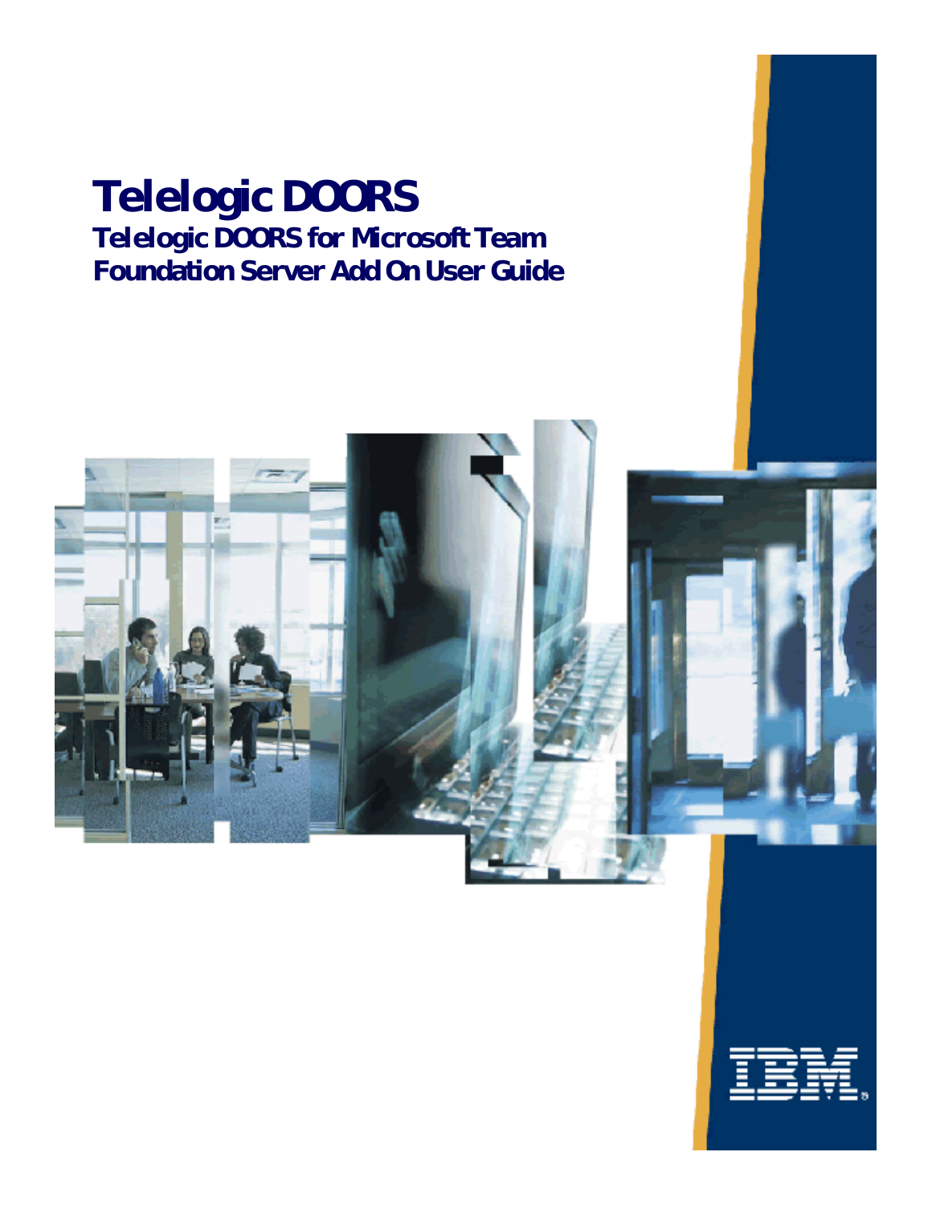# Telelogic DOORS

## Telelogic DOORS for Microsoft Team Foundation Server Add On User Guide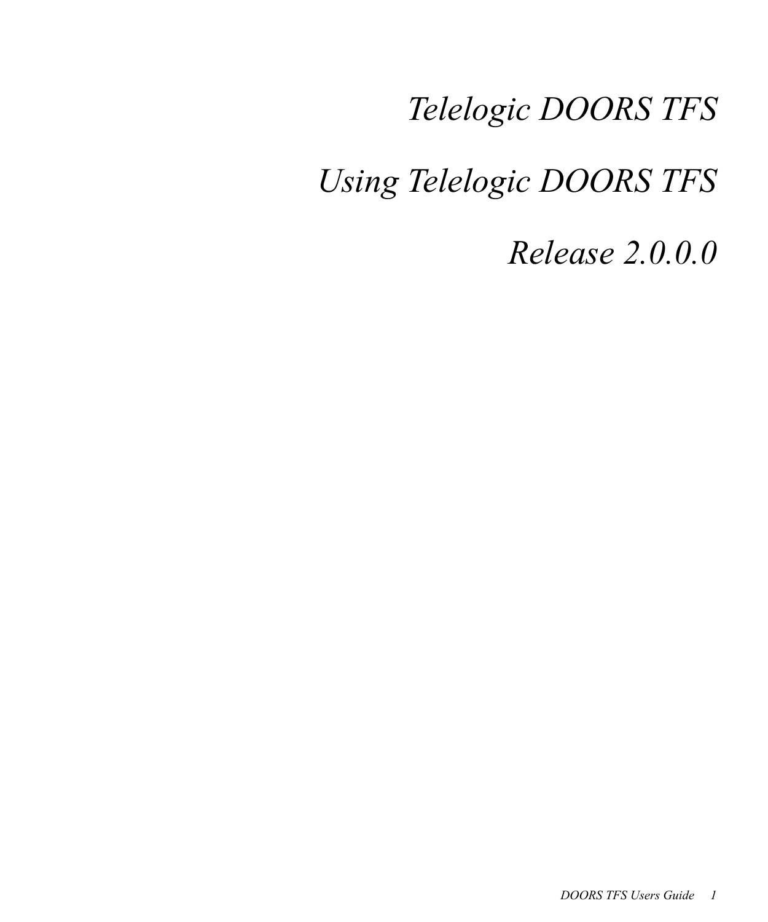*Telelogic DOORS TFS*

*Using Telelogic DOORS TFS*

*Release 2.0.0.0*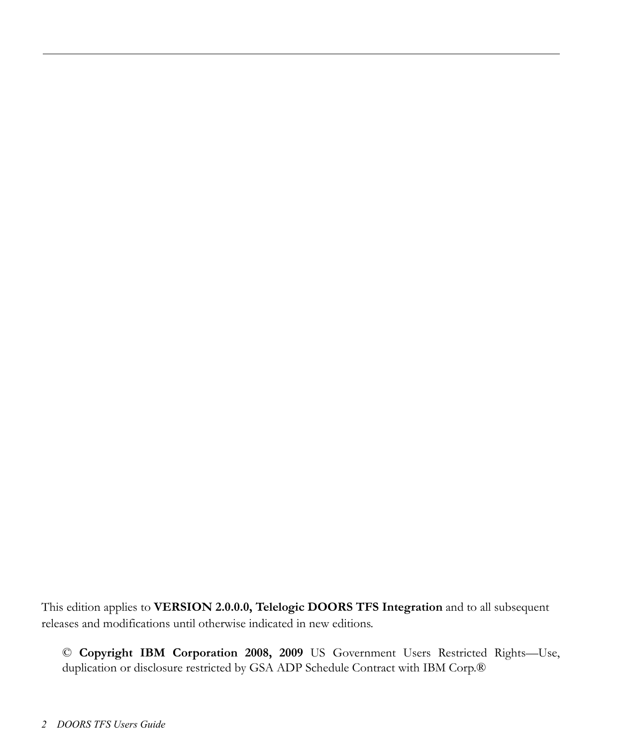This edition applies to **VERSION 2.0.0.0, Telelogic DOORS TFS Integration** and to all subsequent releases and modifications until otherwise indicated in new editions.

© **Copyright IBM Corporation 2008, 2009** US Government Users Restricted Rights—Use, duplication or disclosure restricted by GSA ADP Schedule Contract with IBM Corp.®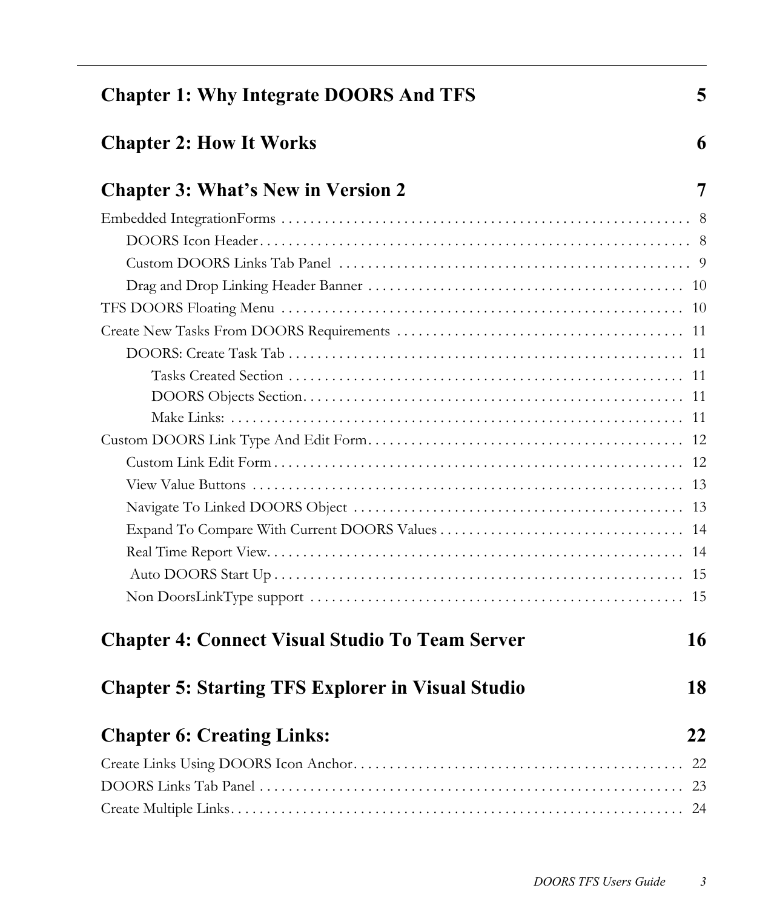**Chapter 1: Why Integrate DOORS And TFS** 5

**Chapter 2: How It Works** 6

**Chapter 3: What's New in Version 2** 7

Embedded IntegrationForms . . . . . . . . . . . . . . . . . . . . . . . . . . . . . . . . . . . . . . . . . . . 8

- DOORS Icon Header . . . . . . . . . . . . . . . . . . . . . . . . . . . . . . . . . . . . . . . . . . . . 8
- Custom DOORS Links Tab Panel . . . . . . . . . . . . . . . . . . . . . . . . . . . . . . . . . . . 9
- Drag and Drop Linking Header Banner . . . . . . . . . . . . . . . . . . . . . . . . . . . . . . 10

TFS DOORS Floating Menu . . . . . . . . . . . . . . . . . . . . . . . . . . . . . . . . . . . . . . . . . 10

Create New Tasks From DOORS Requirements . . . . . . . . . . . . . . . . . . . . . . . . . . 11

- DOORS: Create Task Tab . . . . . . . . . . . . . . . . . . . . . . . . . . . . . . . . . . . . . . . 11
  - Tasks Created Section . . . . . . . . . . . . . . . . . . . . . . . . . . . . . . . . . . . . . . 11
  - DOORS Objects Section. . . . . . . . . . . . . . . . . . . . . . . . . . . . . . . . . . . . . . 11
  - Make Links: . . . . . . . . . . . . . . . . . . . . . . . . . . . . . . . . . . . . . . . . . . . . . 11

Custom DOORS Link Type And Edit Form. . . . . . . . . . . . . . . . . . . . . . . . . . . . . . 12

- Custom Link Edit Form . . . . . . . . . . . . . . . . . . . . . . . . . . . . . . . . . . . . . . . . 12
- View Value Buttons . . . . . . . . . . . . . . . . . . . . . . . . . . . . . . . . . . . . . . . . . . 13
- Navigate To Linked DOORS Object . . . . . . . . . . . . . . . . . . . . . . . . . . . . . . . . 13
- Expand To Compare With Current DOORS Values . . . . . . . . . . . . . . . . . . . . . 14
- Real Time Report View. . . . . . . . . . . . . . . . . . . . . . . . . . . . . . . . . . . . . . . . 14
- Auto DOORS Start Up . . . . . . . . . . . . . . . . . . . . . . . . . . . . . . . . . . . . . . . . . 15
- Non DoorsLinkType support . . . . . . . . . . . . . . . . . . . . . . . . . . . . . . . . . . . . . 15

**Chapter 4: Connect Visual Studio To Team Server** 16

**Chapter 5: Starting TFS Explorer in Visual Studio** 18

**Chapter 6: Creating Links:** 22

Create Links Using DOORS Icon Anchor. . . . . . . . . . . . . . . . . . . . . . . . . . . . . . . . 22

DOORS Links Tab Panel . . . . . . . . . . . . . . . . . . . . . . . . . . . . . . . . . . . . . . . . . . 23

Create Multiple Links. . . . . . . . . . . . . . . . . . . . . . . . . . . . . . . . . . . . . . . . . . . . 24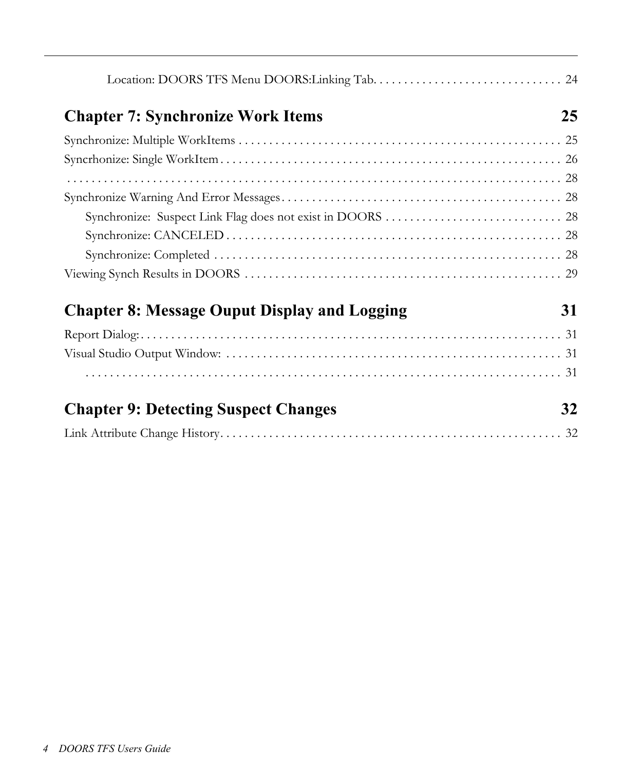Location: DOORS TFS Menu DOORS:Linking Tab. . . . . . . . . . . . . . . . . . . . . . . . . . . . . . . 24

## Chapter 7: Synchronize Work Items 25

Synchronize: Multiple WorkItems . . . . . . . . . . . . . . . . . . . . . . . . . . . . . . . . . . . . . . . . . . . . . . . . . . . . . 25

Syncrhonize: Single WorkItem . . . . . . . . . . . . . . . . . . . . . . . . . . . . . . . . . . . . . . . . . . . . . . . . . . . . . . . 26

. . . . . . . . . . . . . . . . . . . . . . . . . . . . . . . . . . . . . . . . . . . . . . . . . . . . . . . . . . . . . . . . . . . . . . . . . . . 28

Synchronize Warning And Error Messages . . . . . . . . . . . . . . . . . . . . . . . . . . . . . . . . . . . . . . . . . . . . . 28

Synchronize: Suspect Link Flag does not exist in DOORS . . . . . . . . . . . . . . . . . . . . . . . . . . . . . 28

Synchronize: CANCELED . . . . . . . . . . . . . . . . . . . . . . . . . . . . . . . . . . . . . . . . . . . . . . . . . . . . . . 28

Synchronize: Completed . . . . . . . . . . . . . . . . . . . . . . . . . . . . . . . . . . . . . . . . . . . . . . . . . . . . . . . 28

Viewing Synch Results in DOORS . . . . . . . . . . . . . . . . . . . . . . . . . . . . . . . . . . . . . . . . . . . . . . . . . . . 29

## Chapter 8: Message Ouput Display and Logging 31

Report Dialog: . . . . . . . . . . . . . . . . . . . . . . . . . . . . . . . . . . . . . . . . . . . . . . . . . . . . . . . . . . . . . . . . . . . 31

Visual Studio Output Window: . . . . . . . . . . . . . . . . . . . . . . . . . . . . . . . . . . . . . . . . . . . . . . . . . . . . . . 31

. . . . . . . . . . . . . . . . . . . . . . . . . . . . . . . . . . . . . . . . . . . . . . . . . . . . . . . . . . . . . . . . . . . . . . . . . . 31

## Chapter 9: Detecting Suspect Changes 32

Link Attribute Change History. . . . . . . . . . . . . . . . . . . . . . . . . . . . . . . . . . . . . . . . . . . . . . . . . . . . . . . 32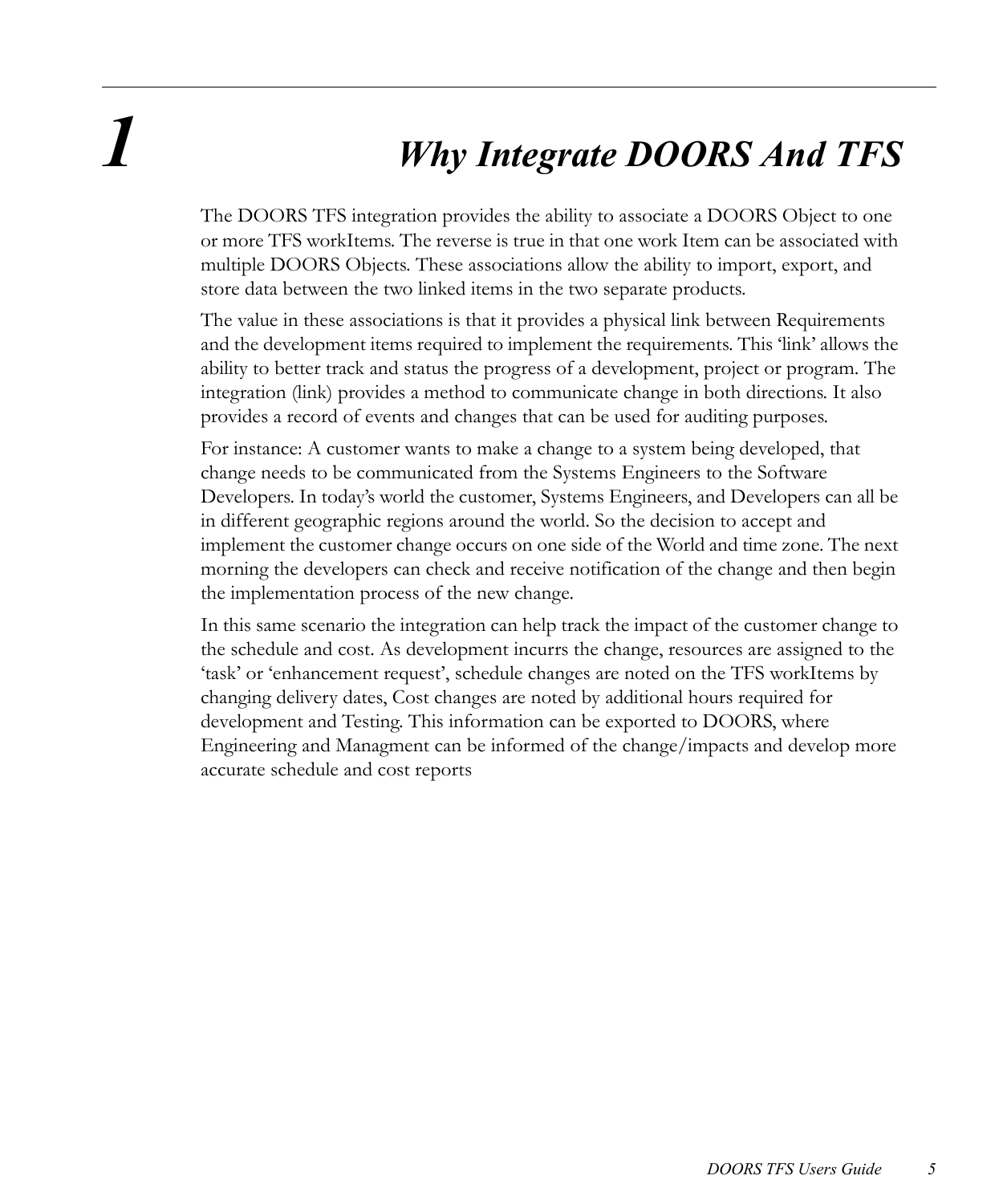# 1 Why Integrate DOORS And TFS

The DOORS TFS integration provides the ability to associate a DOORS Object to one or more TFS workItems. The reverse is true in that one work Item can be associated with multiple DOORS Objects. These associations allow the ability to import, export, and store data between the two linked items in the two separate products.

The value in these associations is that it provides a physical link between Requirements and the development items required to implement the requirements. This 'link' allows the ability to better track and status the progress of a development, project or program. The integration (link) provides a method to communicate change in both directions. It also provides a record of events and changes that can be used for auditing purposes.

For instance: A customer wants to make a change to a system being developed, that change needs to be communicated from the Systems Engineers to the Software Developers. In today's world the customer, Systems Engineers, and Developers can all be in different geographic regions around the world. So the decision to accept and implement the customer change occurs on one side of the World and time zone. The next morning the developers can check and receive notification of the change and then begin the implementation process of the new change.

In this same scenario the integration can help track the impact of the customer change to the schedule and cost. As development incurrs the change, resources are assigned to the 'task' or 'enhancement request', schedule changes are noted on the TFS workItems by changing delivery dates, Cost changes are noted by additional hours required for development and Testing. This information can be exported to DOORS, where Engineering and Managment can be informed of the change/impacts and develop more accurate schedule and cost reports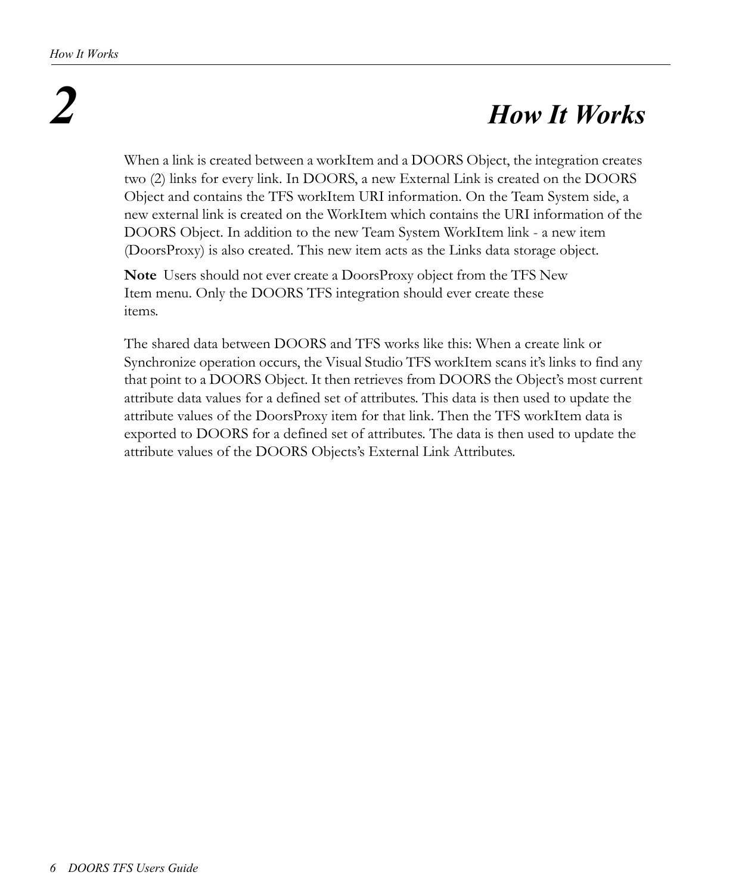# 2 How It Works

When a link is created between a workItem and a DOORS Object, the integration creates two (2) links for every link. In DOORS, a new External Link is created on the DOORS Object and contains the TFS workItem URI information. On the Team System side, a new external link is created on the WorkItem which contains the URI information of the DOORS Object. In addition to the new Team System WorkItem link - a new item (DoorsProxy) is also created. This new item acts as the Links data storage object.

**Note** Users should not ever create a DoorsProxy object from the TFS New Item menu. Only the DOORS TFS integration should ever create these items.

The shared data between DOORS and TFS works like this: When a create link or Synchronize operation occurs, the Visual Studio TFS workItem scans it's links to find any that point to a DOORS Object. It then retrieves from DOORS the Object's most current attribute data values for a defined set of attributes. This data is then used to update the attribute values of the DoorsProxy item for that link. Then the TFS workItem data is exported to DOORS for a defined set of attributes. The data is then used to update the attribute values of the DOORS Objects's External Link Attributes.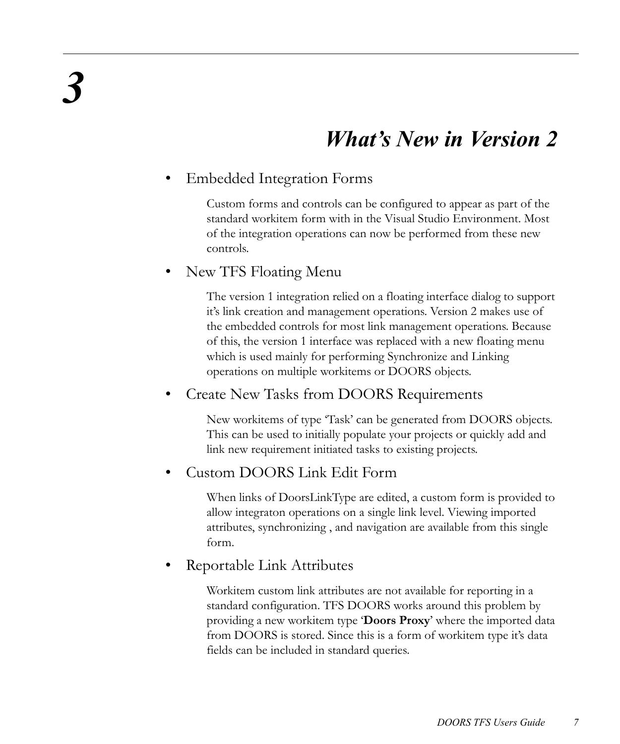# 3

# *What's New in Version 2*

- Embedded Integration Forms

  Custom forms and controls can be configured to appear as part of the standard workitem form with in the Visual Studio Environment. Most of the integration operations can now be performed from these new controls.

- New TFS Floating Menu

  The version 1 integration relied on a floating interface dialog to support it's link creation and management operations. Version 2 makes use of the embedded controls for most link management operations. Because of this, the version 1 interface was replaced with a new floating menu which is used mainly for performing Synchronize and Linking operations on multiple workitems or DOORS objects.

- Create New Tasks from DOORS Requirements

  New workitems of type 'Task' can be generated from DOORS objects. This can be used to initially populate your projects or quickly add and link new requirement initiated tasks to existing projects.

- Custom DOORS Link Edit Form

  When links of DoorsLinkType are edited, a custom form is provided to allow integraton operations on a single link level. Viewing imported attributes, synchronizing , and navigation are available from this single form.

- Reportable Link Attributes

  Workitem custom link attributes are not available for reporting in a standard configuration. TFS DOORS works around this problem by providing a new workitem type '**Doors Proxy**' where the imported data from DOORS is stored. Since this is a form of workitem type it's data fields can be included in standard queries.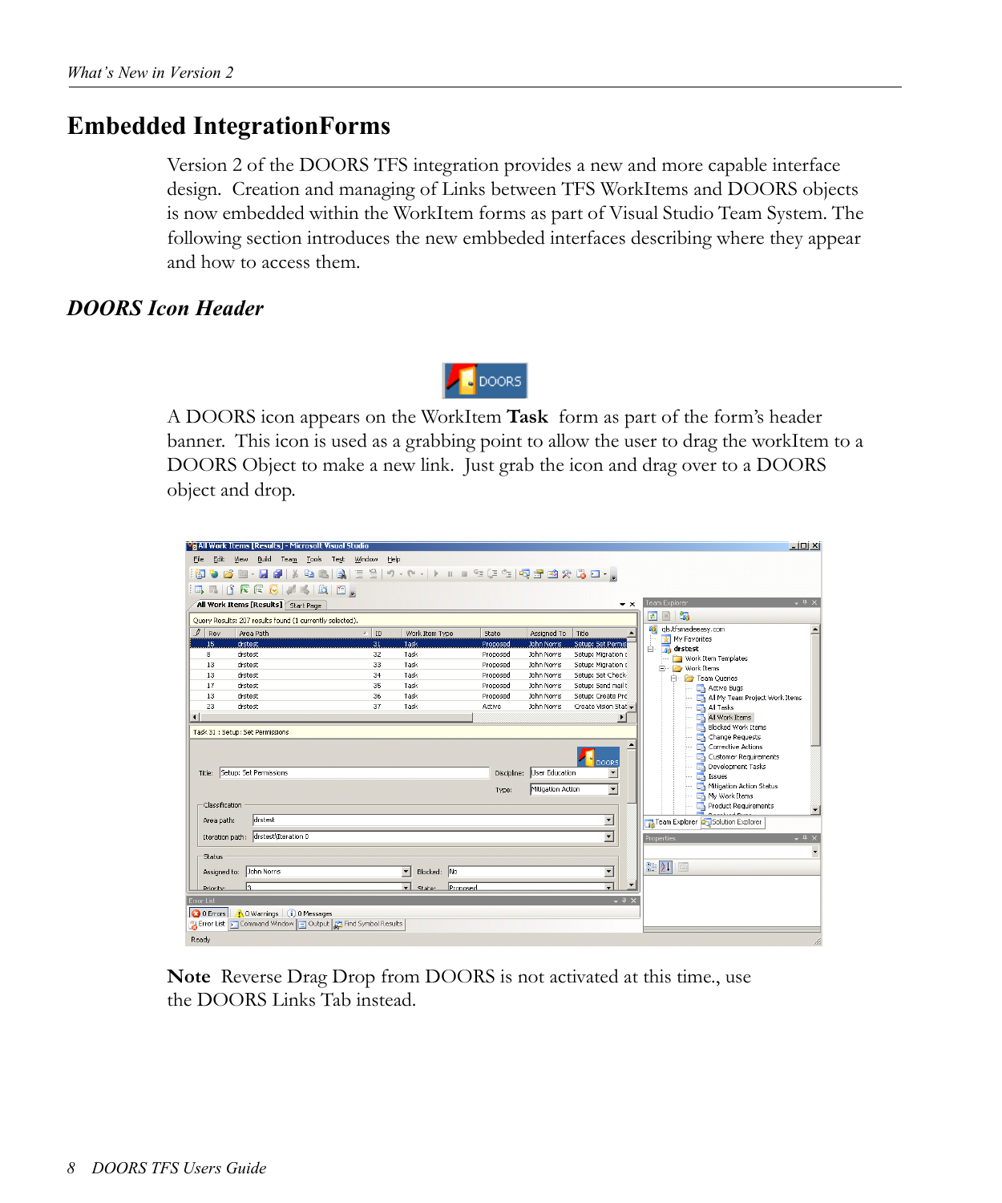# Embedded IntegrationForms

Version 2 of the DOORS TFS integration provides a new and more capable interface design. Creation and managing of Links between TFS WorkItems and DOORS objects is now embedded within the WorkItem forms as part of Visual Studio Team System. The following section introduces the new embbeded interfaces describing where they appear and how to access them.

## *DOORS Icon Header*

A DOORS icon appears on the WorkItem **Task** form as part of the form's header banner. This icon is used as a grabbing point to allow the user to drag the workItem to a DOORS Object to make a new link. Just grab the icon and drag over to a DOORS object and drop.

**Note** Reverse Drag Drop from DOORS is not activated at this time., use the DOORS Links Tab instead.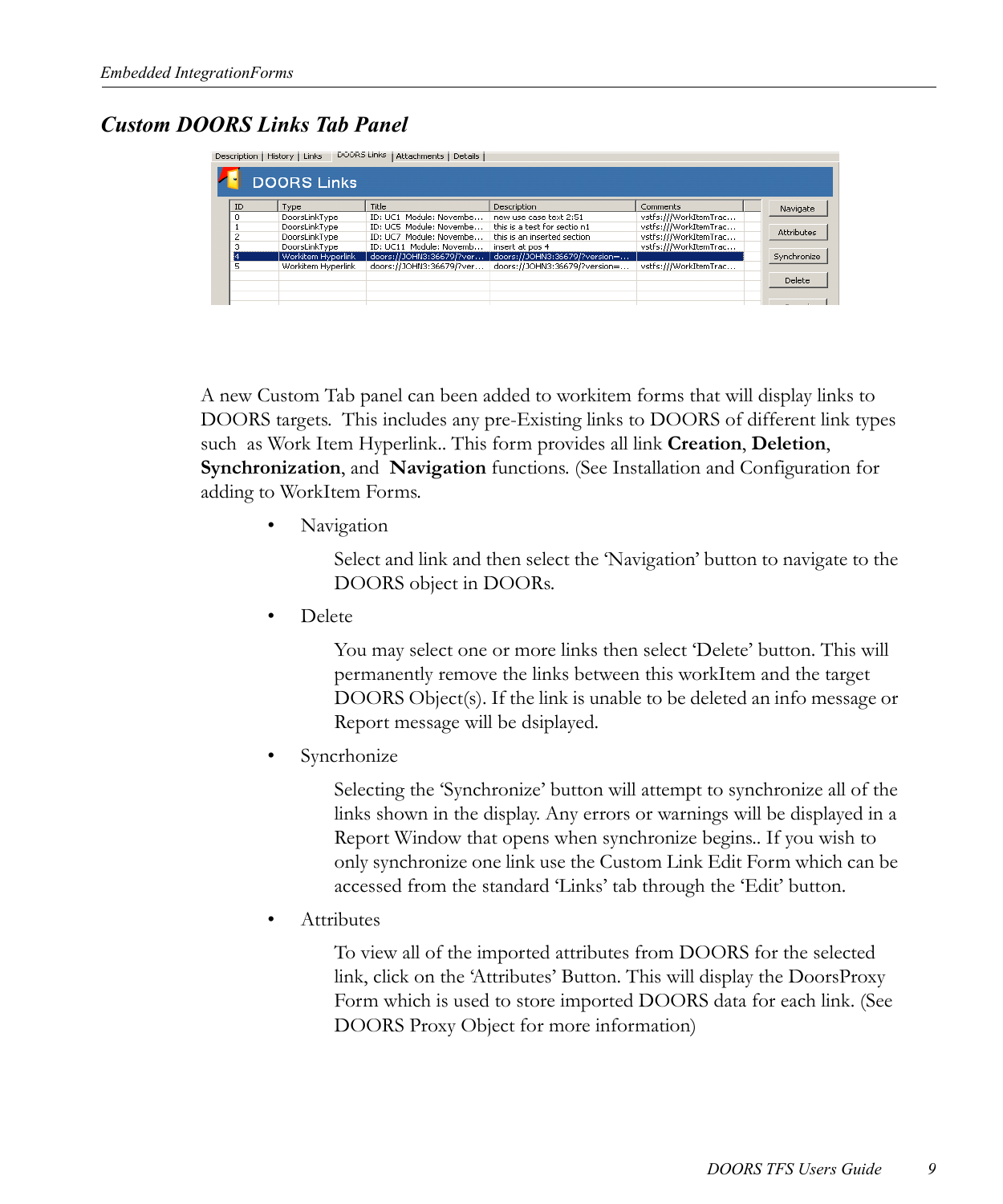## *Custom DOORS Links Tab Panel*

A new Custom Tab panel can been added to workitem forms that will display links to DOORS targets. This includes any pre-Existing links to DOORS of different link types such as Work Item Hyperlink.. This form provides all link **Creation**, **Deletion**, **Synchronization**, and **Navigation** functions. (See Installation and Configuration for adding to WorkItem Forms.

- Navigation

  Select and link and then select the 'Navigation' button to navigate to the DOORS object in DOORs.

- Delete

  You may select one or more links then select 'Delete' button. This will permanently remove the links between this workItem and the target DOORS Object(s). If the link is unable to be deleted an info message or Report message will be dsiplayed.

- Syncrhonize

  Selecting the 'Synchronize' button will attempt to synchronize all of the links shown in the display. Any errors or warnings will be displayed in a Report Window that opens when synchronize begins.. If you wish to only synchronize one link use the Custom Link Edit Form which can be accessed from the standard 'Links' tab through the 'Edit' button.

- Attributes

  To view all of the imported attributes from DOORS for the selected link, click on the 'Attributes' Button. This will display the DoorsProxy Form which is used to store imported DOORS data for each link. (See DOORS Proxy Object for more information)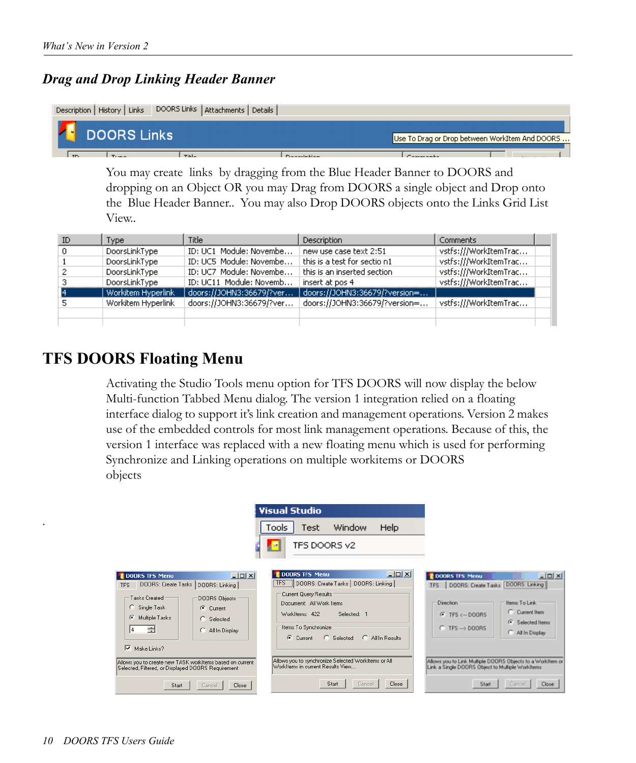## *Drag and Drop Linking Header Banner*

Description | History | Links | DOORS Links | Attachments | Details

DOORS Links — Use To Drag or Drop between WorkItem And DOORS ...

You may create links by dragging from the Blue Header Banner to DOORS and dropping on an Object OR you may Drag from DOORS a single object and Drop onto the Blue Header Banner.. You may also Drop DOORS objects onto the Links Grid List View..

| ID | Type | Title | Description | Comments |
|---|---|---|---|---|
| 0 | DoorsLinkType | ID: UC1 Module: Novembe... | new use case text 2:51 | vstfs:///WorkItemTrac... |
| 1 | DoorsLinkType | ID: UC5 Module: Novembe... | this is a test for sectio n1 | vstfs:///WorkItemTrac... |
| 2 | DoorsLinkType | ID: UC7 Module: Novembe... | this is an inserted section | vstfs:///WorkItemTrac... |
| 3 | DoorsLinkType | ID: UC11 Module: Novemb... | insert at pos 4 | vstfs:///WorkItemTrac... |
| 4 | Workitem Hyperlink | doors://JOHN3:36679/?ver... | doors://JOHN3:36679/?version=... | |
| 5 | Workitem Hyperlink | doors://JOHN3:36679/?ver... | doors://JOHN3:36679/?version=... | vstfs:///WorkItemTrac... |

# TFS DOORS Floating Menu

Activating the Studio Tools menu option for TFS DOORS will now display the below Multi-function Tabbed Menu dialog. The version 1 integration relied on a floating interface dialog to support it's link creation and management operations. Version 2 makes use of the embedded controls for most link management operations. Because of this, the version 1 interface was replaced with a new floating menu which is used for performing Synchronize and Linking operations on multiple workitems or DOORS objects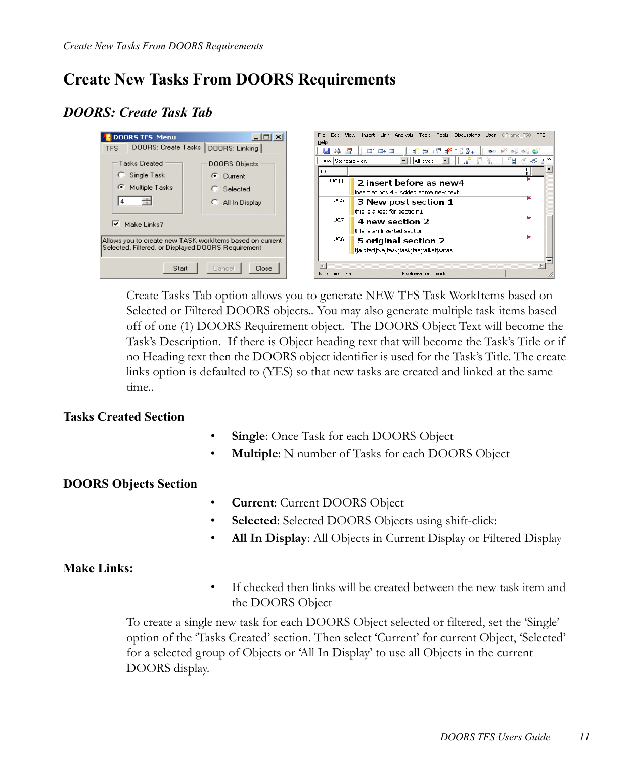# Create New Tasks From DOORS Requirements

## *DOORS: Create Task Tab*

Create Tasks Tab option allows you to generate NEW TFS Task WorkItems based on Selected or Filtered DOORS objects.. You may also generate multiple task items based off of one (1) DOORS Requirement object. The DOORS Object Text will become the Task's Description. If there is Object heading text that will become the Task's Title or if no Heading text then the DOORS object identifier is used for the Task's Title. The create links option is defaulted to (YES) so that new tasks are created and linked at the same time..

### Tasks Created Section

- **Single**: Once Task for each DOORS Object
- **Multiple**: N number of Tasks for each DOORS Object

### DOORS Objects Section

- **Current**: Current DOORS Object
- **Selected**: Selected DOORS Objects using shift-click:
- **All In Display**: All Objects in Current Display or Filtered Display

### Make Links:

- If checked then links will be created between the new task item and the DOORS Object

To create a single new task for each DOORS Object selected or filtered, set the 'Single' option of the 'Tasks Created' section. Then select 'Current' for current Object, 'Selected' for a selected group of Objects or 'All In Display' to use all Objects in the current DOORS display.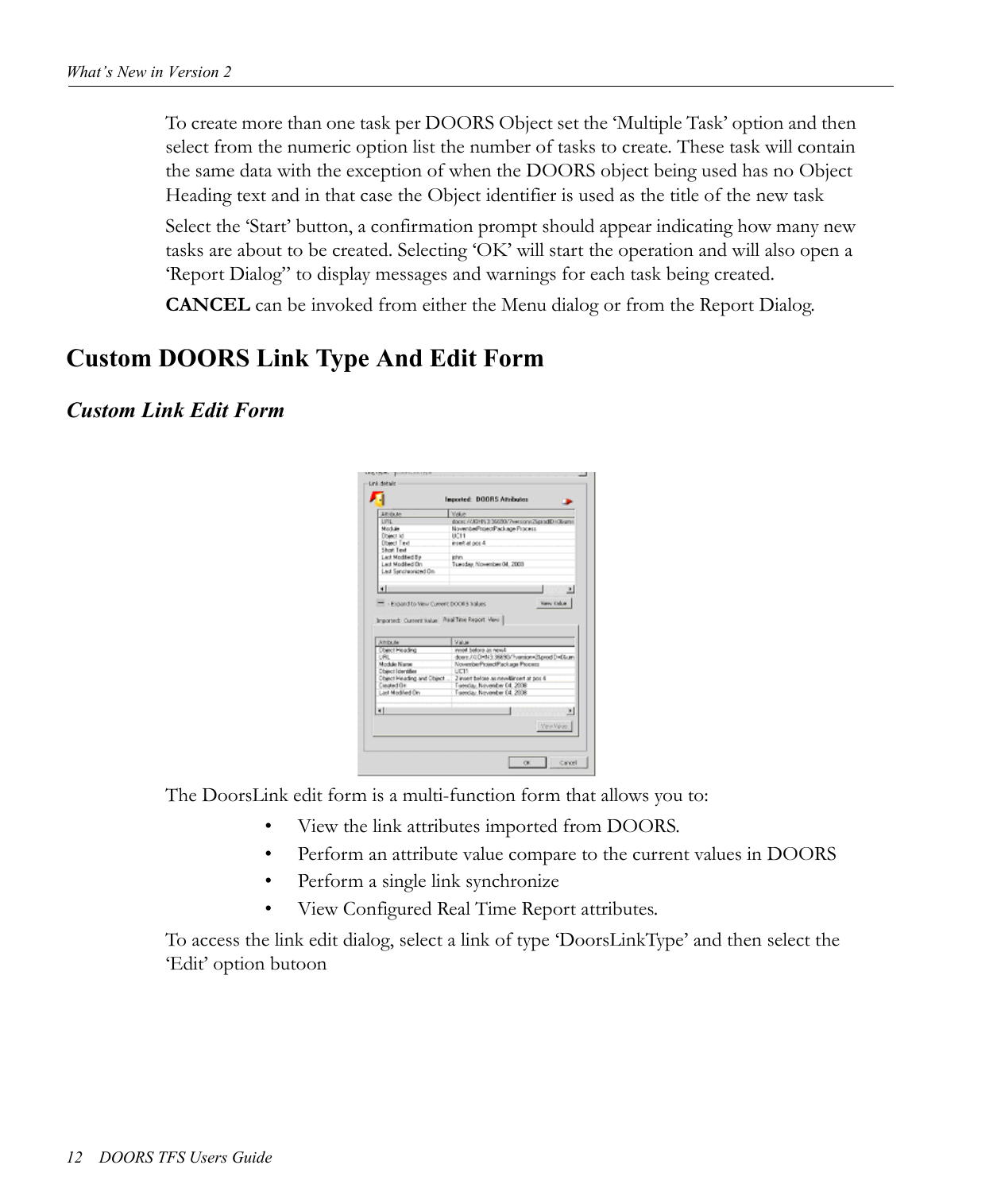To create more than one task per DOORS Object set the 'Multiple Task' option and then select from the numeric option list the number of tasks to create. These task will contain the same data with the exception of when the DOORS object being used has no Object Heading text and in that case the Object identifier is used as the title of the new task

Select the 'Start' button, a confirmation prompt should appear indicating how many new tasks are about to be created. Selecting 'OK' will start the operation and will also open a 'Report Dialog" to display messages and warnings for each task being created.

**CANCEL** can be invoked from either the Menu dialog or from the Report Dialog.

# Custom DOORS Link Type And Edit Form

## *Custom Link Edit Form*

The DoorsLink edit form is a multi-function form that allows you to:

- View the link attributes imported from DOORS.
- Perform an attribute value compare to the current values in DOORS
- Perform a single link synchronize
- View Configured Real Time Report attributes.

To access the link edit dialog, select a link of type 'DoorsLinkType' and then select the 'Edit' option butoon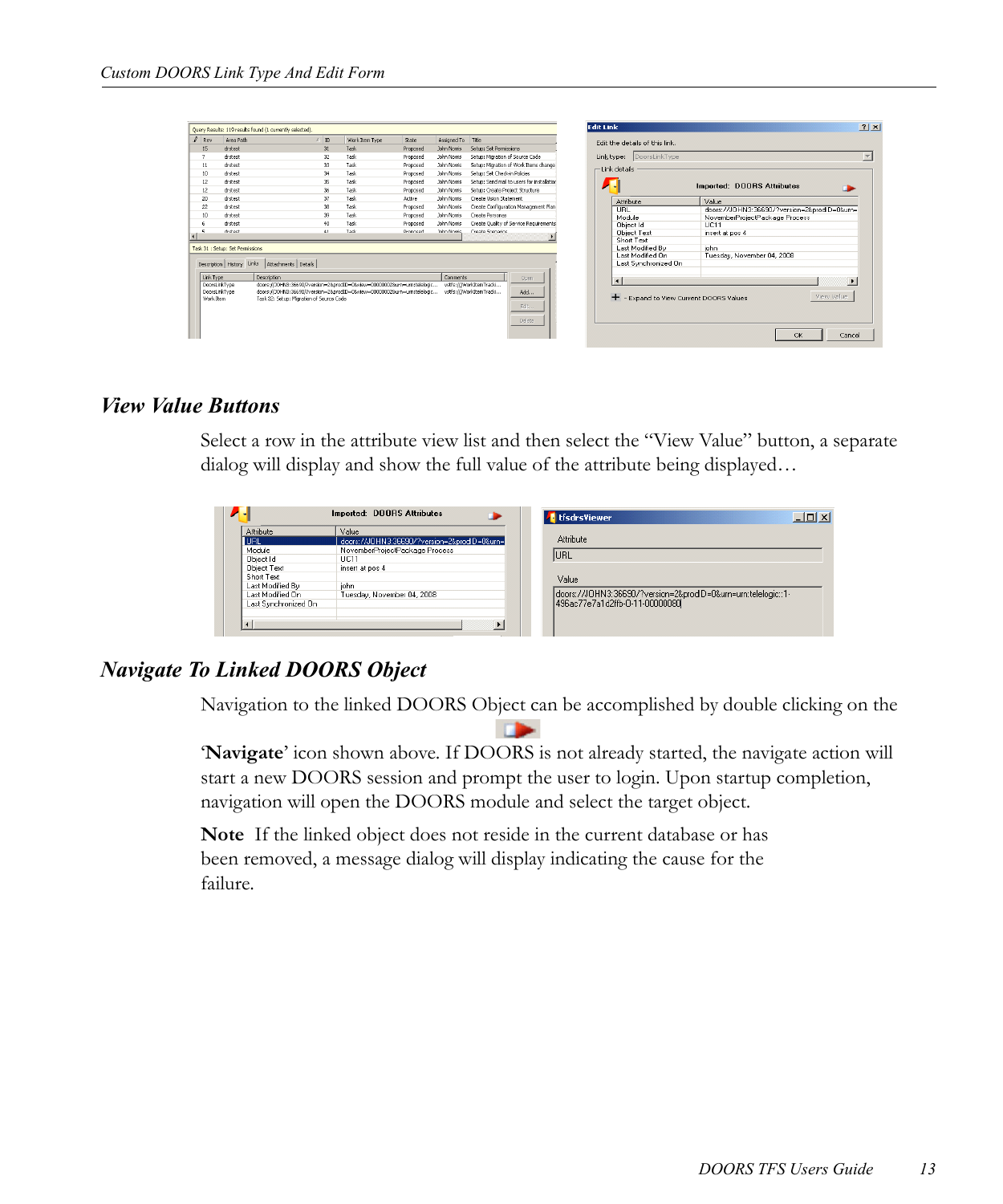### View Value Buttons

Select a row in the attribute view list and then select the “View Value” button, a separate dialog will display and show the full value of the attribute being displayed…

### Navigate To Linked DOORS Object

Navigation to the linked DOORS Object can be accomplished by double clicking on the ‘**Navigate**’ icon shown above. If DOORS is not already started, the navigate action will start a new DOORS session and prompt the user to login. Upon startup completion, navigation will open the DOORS module and select the target object.

**Note** If the linked object does not reside in the current database or has been removed, a message dialog will display indicating the cause for the failure.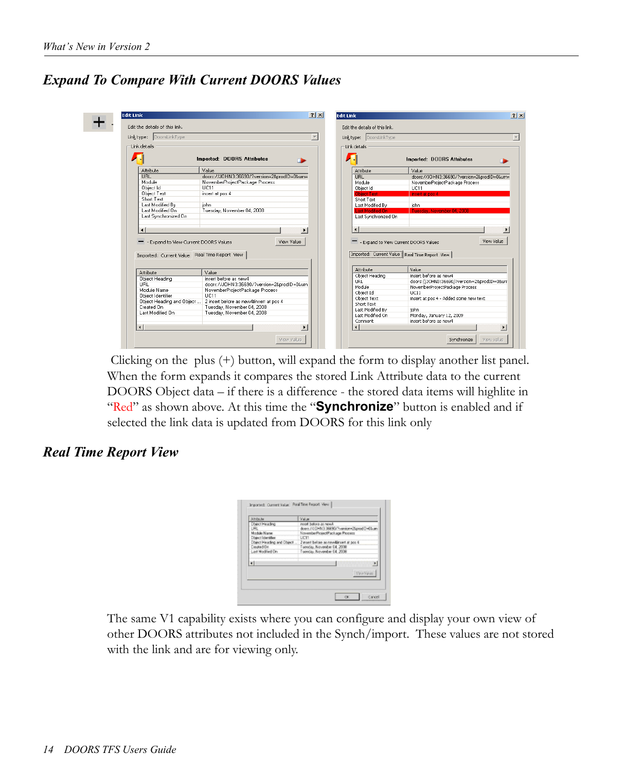## *Expand To Compare With Current DOORS Values*

Clicking on the plus (+) button, will expand the form to display another list panel. When the form expands it compares the stored Link Attribute data to the current DOORS Object data – if there is a difference - the stored data items will highlite in "Red" as shown above. At this time the "**Synchronize**" button is enabled and if selected the link data is updated from DOORS for this link only

## *Real Time Report View*

The same V1 capability exists where you can configure and display your own view of other DOORS attributes not included in the Synch/import. These values are not stored with the link and are for viewing only.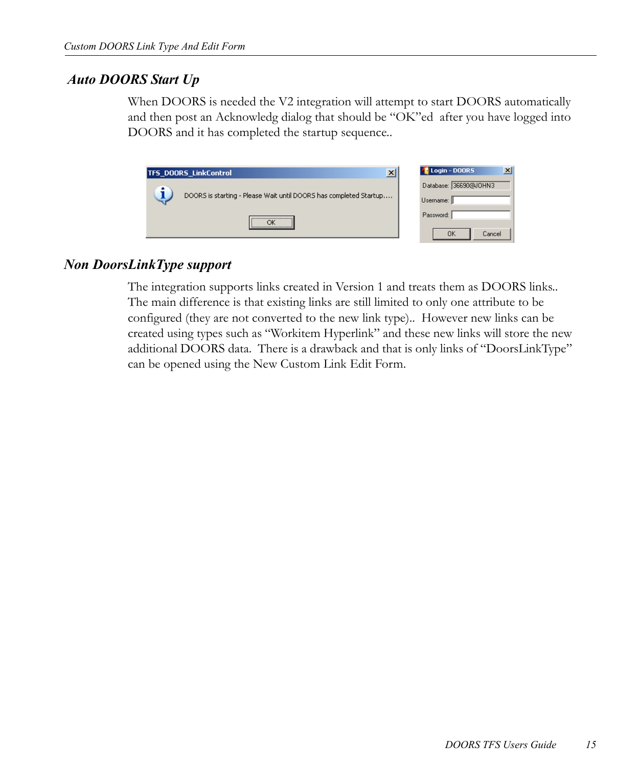## *Auto DOORS Start Up*

When DOORS is needed the V2 integration will attempt to start DOORS automatically and then post an Acknowledg dialog that should be “OK”ed after you have logged into DOORS and it has completed the startup sequence..

## *Non DoorsLinkType support*

The integration supports links created in Version 1 and treats them as DOORS links.. The main difference is that existing links are still limited to only one attribute to be configured (they are not converted to the new link type).. However new links can be created using types such as “Workitem Hyperlink” and these new links will store the new additional DOORS data. There is a drawback and that is only links of “DoorsLinkType” can be opened using the New Custom Link Edit Form.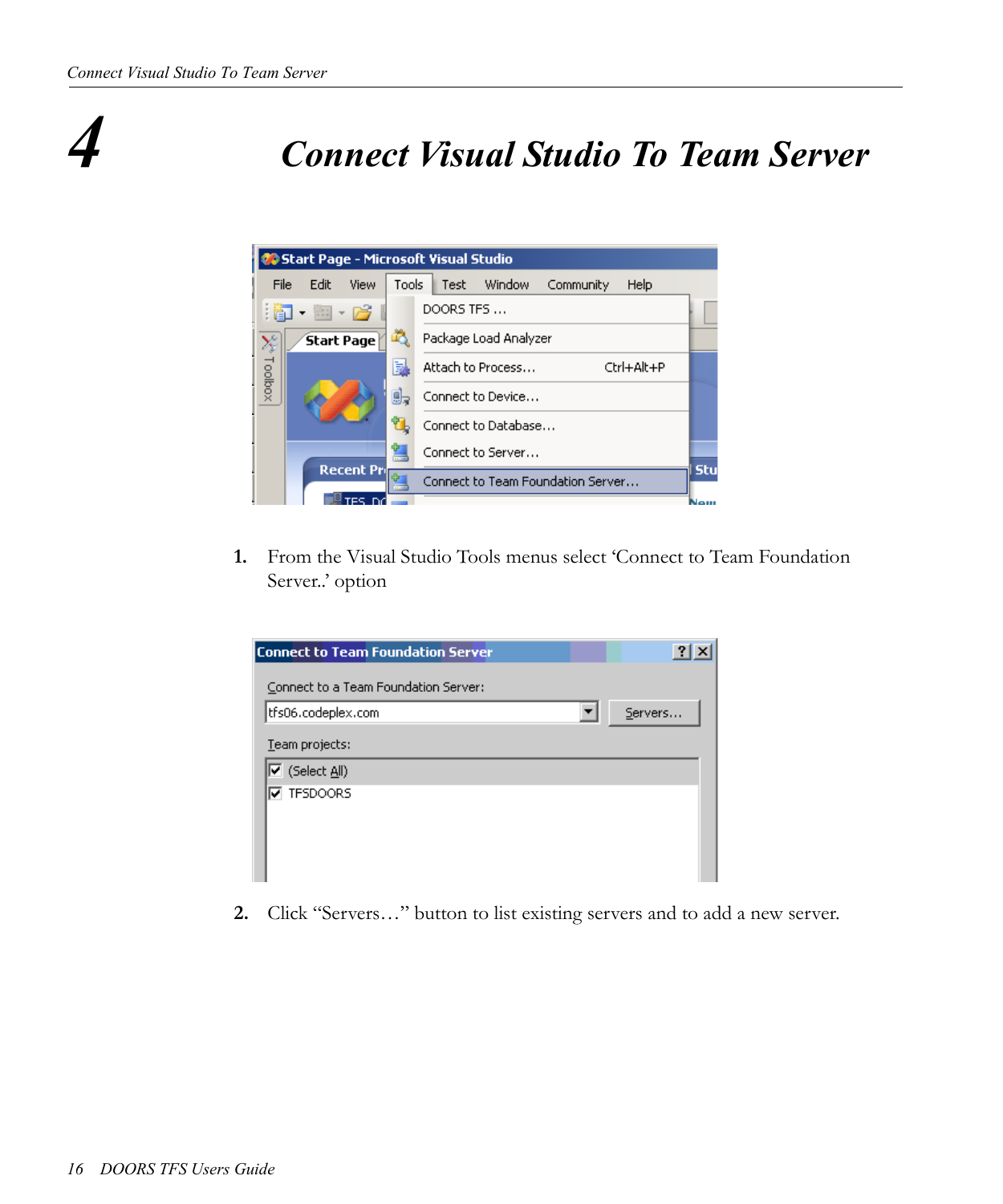# 4 Connect Visual Studio To Team Server

1. From the Visual Studio Tools menus select 'Connect to Team Foundation Server..' option

2. Click "Servers…" button to list existing servers and to add a new server.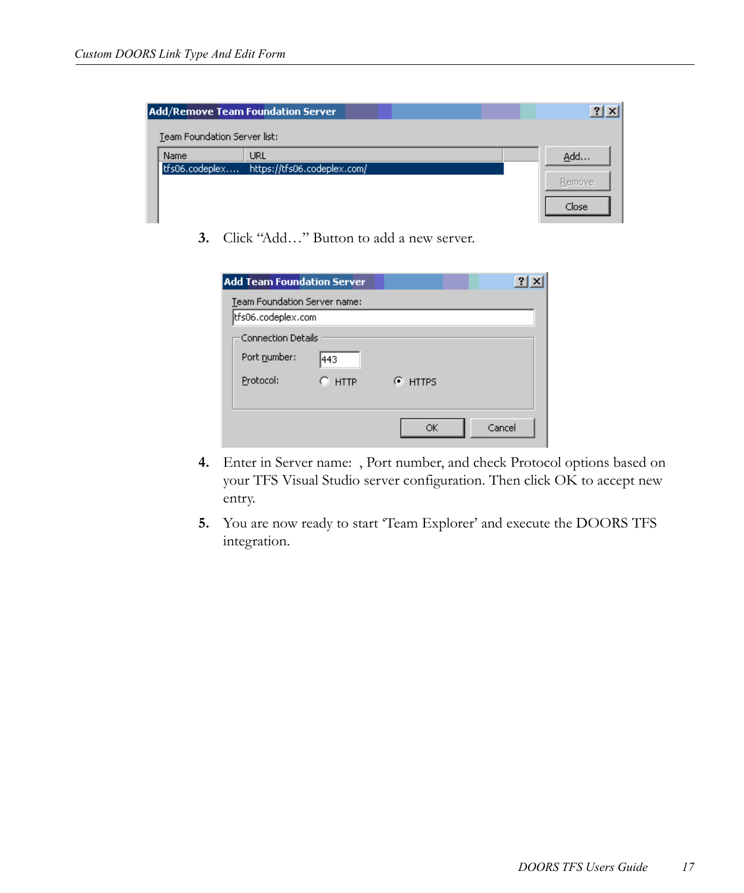3. Click "Add…" Button to add a new server.

4. Enter in Server name: , Port number, and check Protocol options based on your TFS Visual Studio server configuration. Then click OK to accept new entry.

5. You are now ready to start 'Team Explorer' and execute the DOORS TFS integration.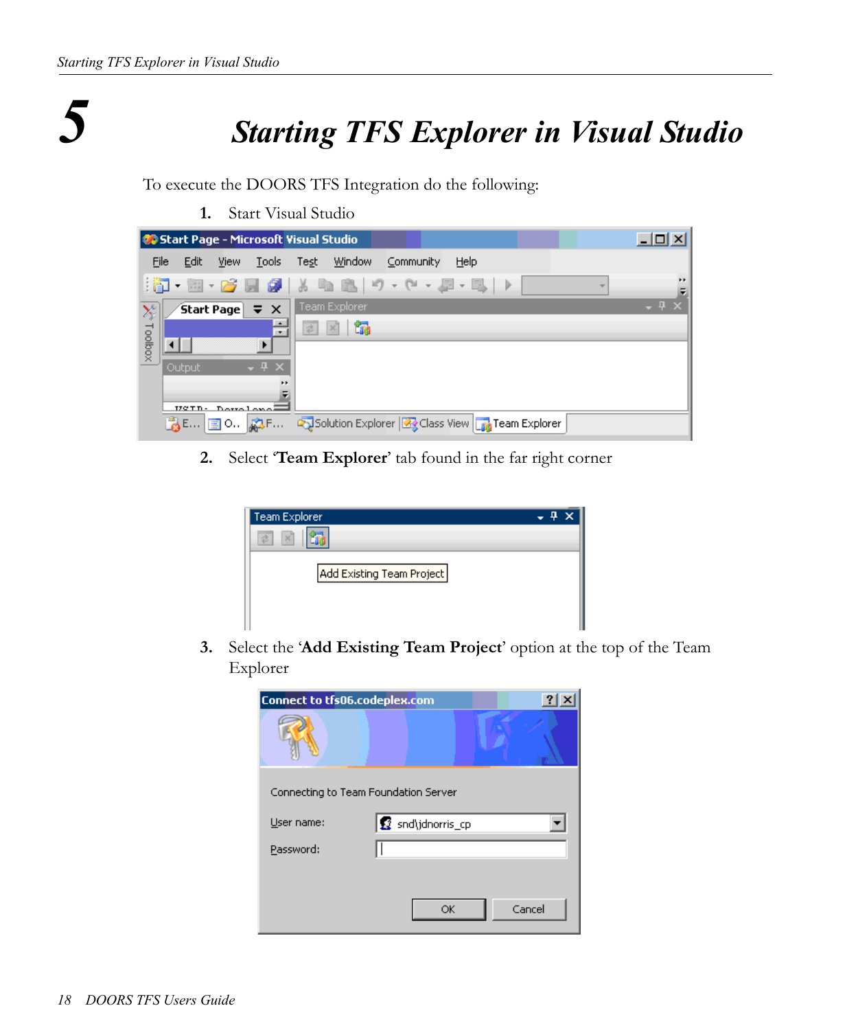# 5 Starting TFS Explorer in Visual Studio

To execute the DOORS TFS Integration do the following:

1. Start Visual Studio

2. Select '**Team Explorer**' tab found in the far right corner

3. Select the '**Add Existing Team Project**' option at the top of the Team Explorer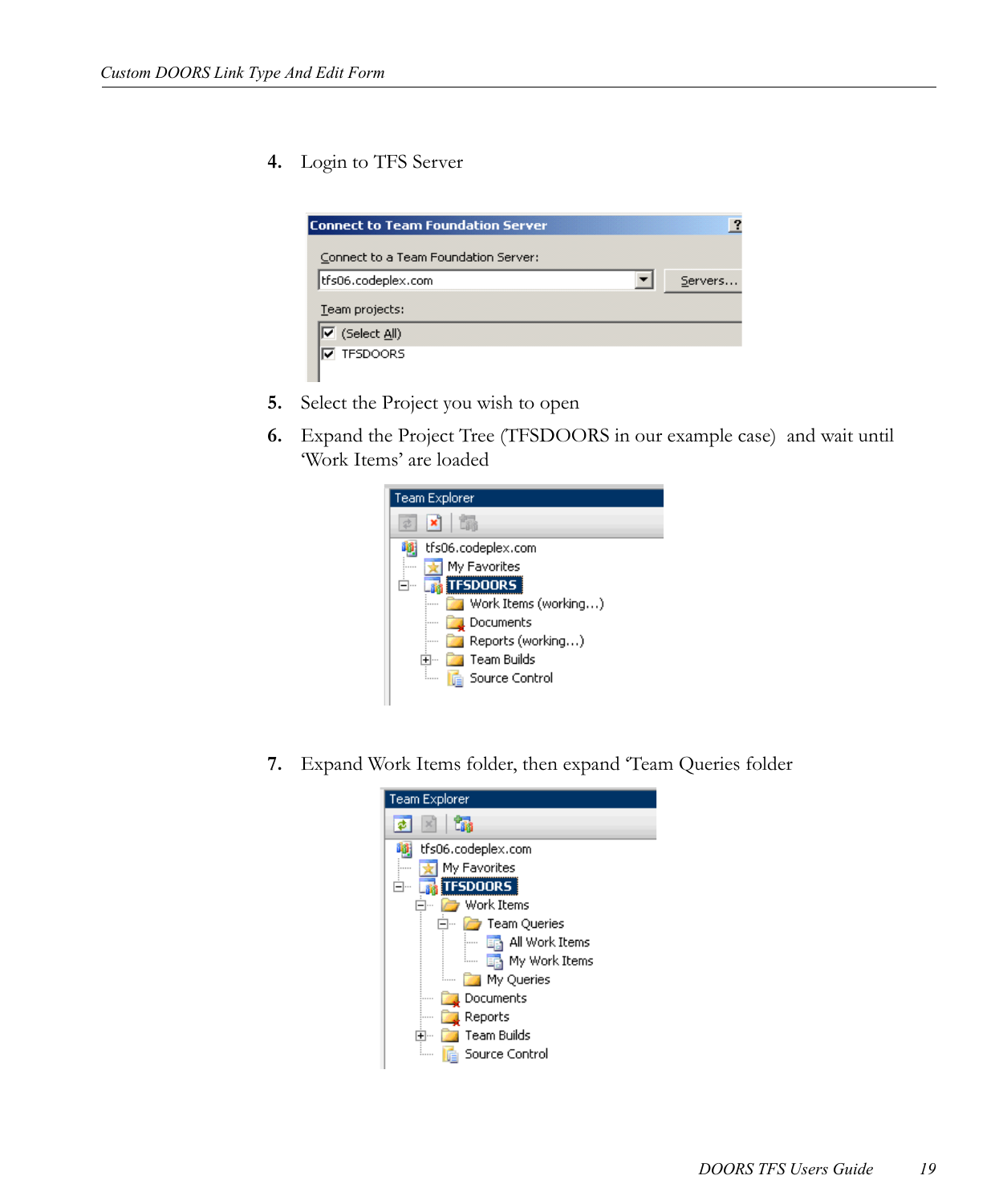4. Login to TFS Server

5. Select the Project you wish to open

6. Expand the Project Tree (TFSDOORS in our example case) and wait until 'Work Items' are loaded

7. Expand Work Items folder, then expand 'Team Queries folder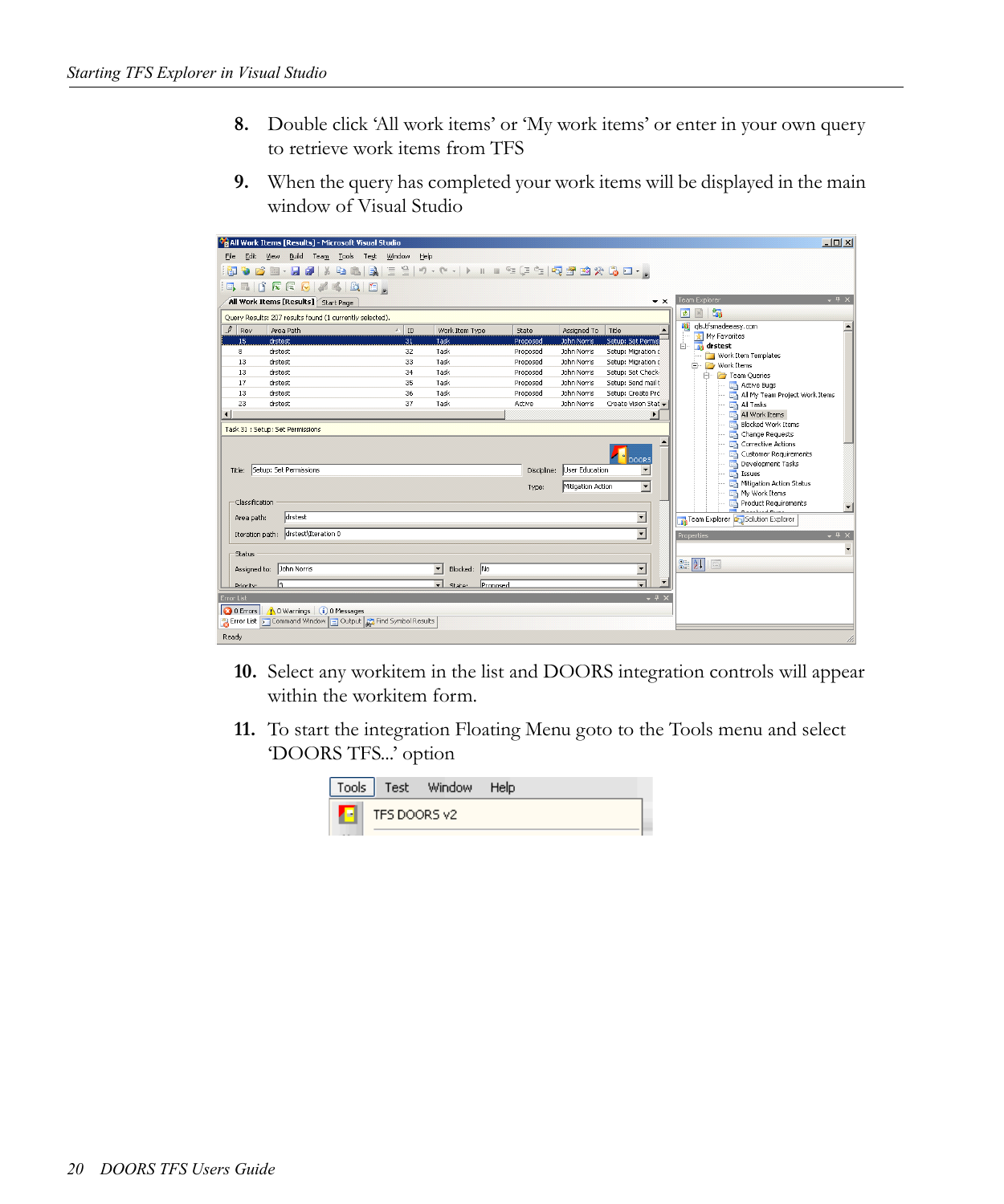8. Double click 'All work items' or 'My work items' or enter in your own query to retrieve work items from TFS

9. When the query has completed your work items will be displayed in the main window of Visual Studio

10. Select any workitem in the list and DOORS integration controls will appear within the workitem form.

11. To start the integration Floating Menu goto to the Tools menu and select 'DOORS TFS...' option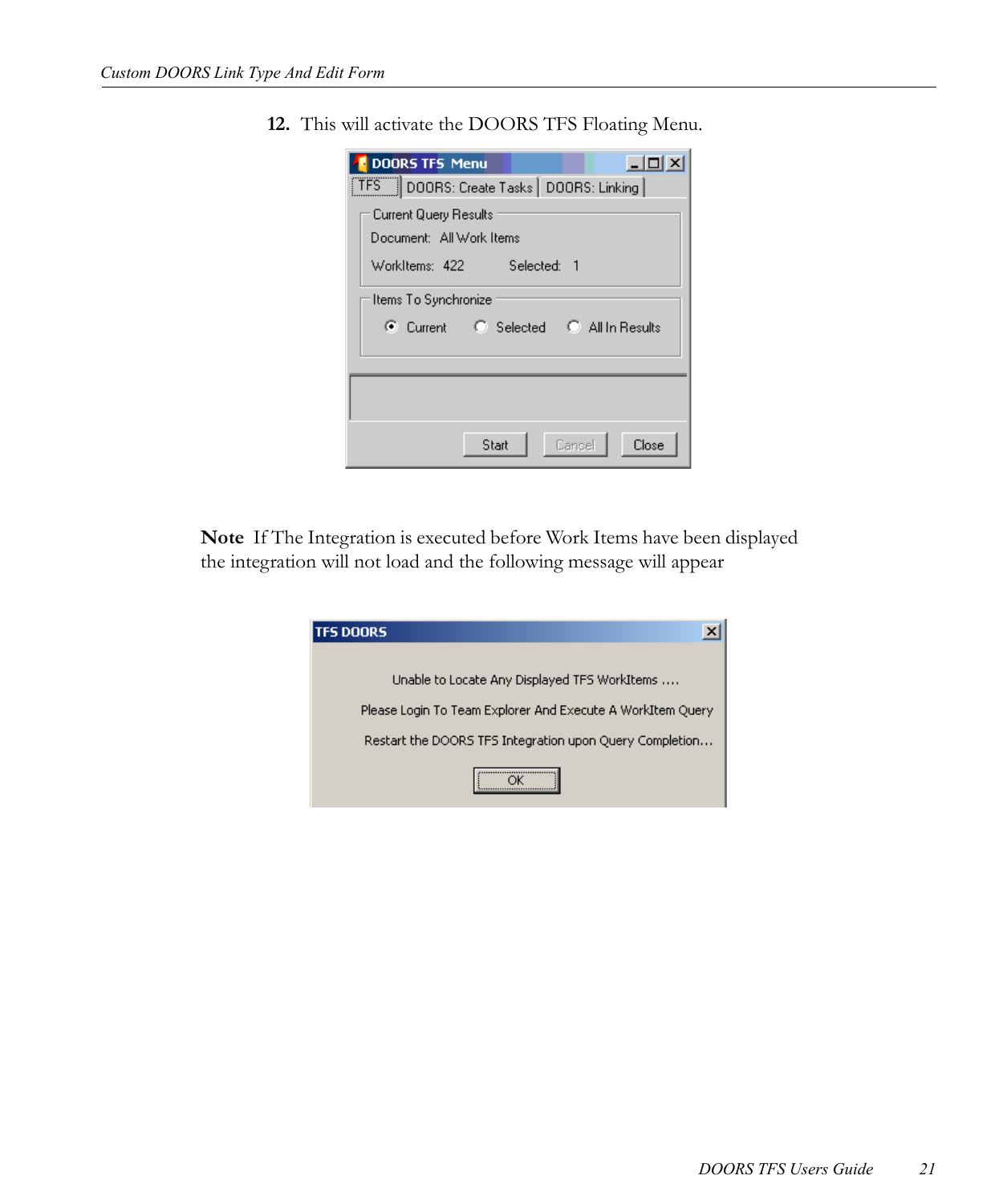12. This will activate the DOORS TFS Floating Menu.

**Note** If The Integration is executed before Work Items have been displayed the integration will not load and the following message will appear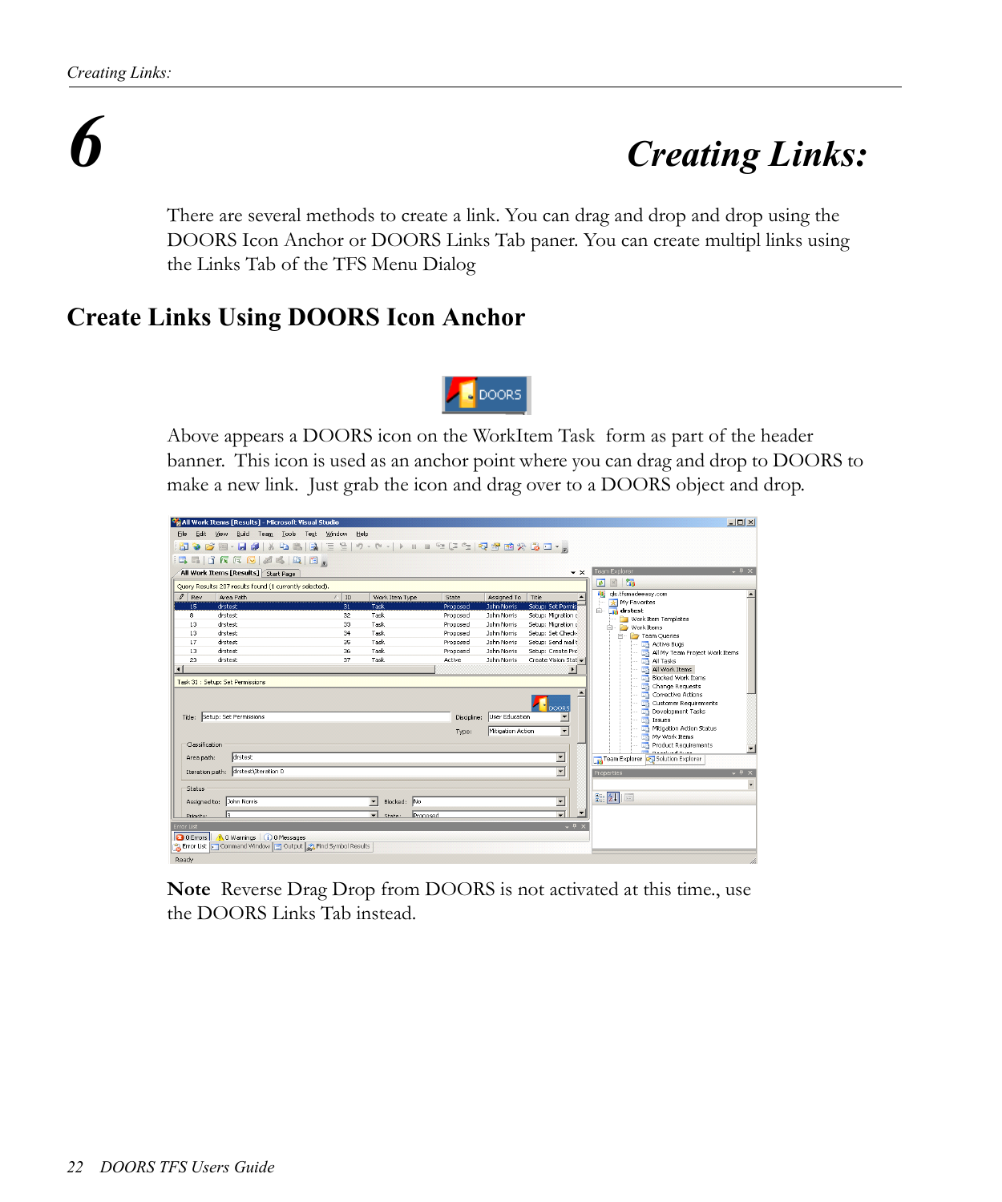# 6 Creating Links:

There are several methods to create a link. You can drag and drop and drop using the DOORS Icon Anchor or DOORS Links Tab paner. You can create multipl links using the Links Tab of the TFS Menu Dialog

## Create Links Using DOORS Icon Anchor

Above appears a DOORS icon on the WorkItem Task form as part of the header banner. This icon is used as an anchor point where you can drag and drop to DOORS to make a new link. Just grab the icon and drag over to a DOORS object and drop.

**Note** Reverse Drag Drop from DOORS is not activated at this time., use the DOORS Links Tab instead.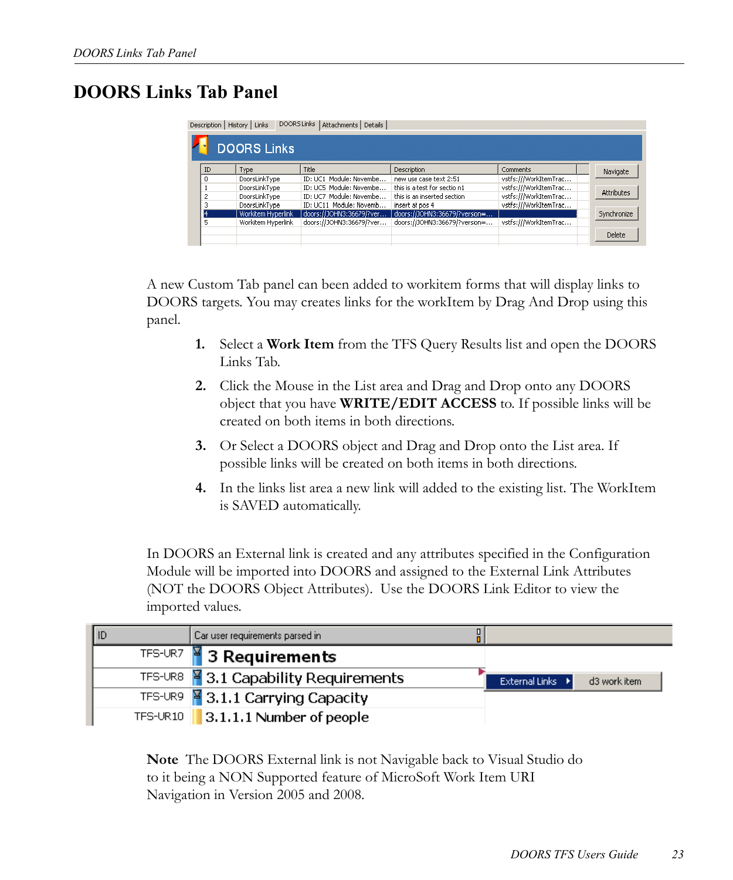# DOORS Links Tab Panel

A new Custom Tab panel can been added to workitem forms that will display links to DOORS targets. You may creates links for the workItem by Drag And Drop using this panel.

1. Select a **Work Item** from the TFS Query Results list and open the DOORS Links Tab.
2. Click the Mouse in the List area and Drag and Drop onto any DOORS object that you have **WRITE/EDIT ACCESS** to. If possible links will be created on both items in both directions.
3. Or Select a DOORS object and Drag and Drop onto the List area. If possible links will be created on both items in both directions.
4. In the links list area a new link will added to the existing list. The WorkItem is SAVED automatically.

In DOORS an External link is created and any attributes specified in the Configuration Module will be imported into DOORS and assigned to the External Link Attributes (NOT the DOORS Object Attributes). Use the DOORS Link Editor to view the imported values.

**Note** The DOORS External link is not Navigable back to Visual Studio do to it being a NON Supported feature of MicroSoft Work Item URI Navigation in Version 2005 and 2008.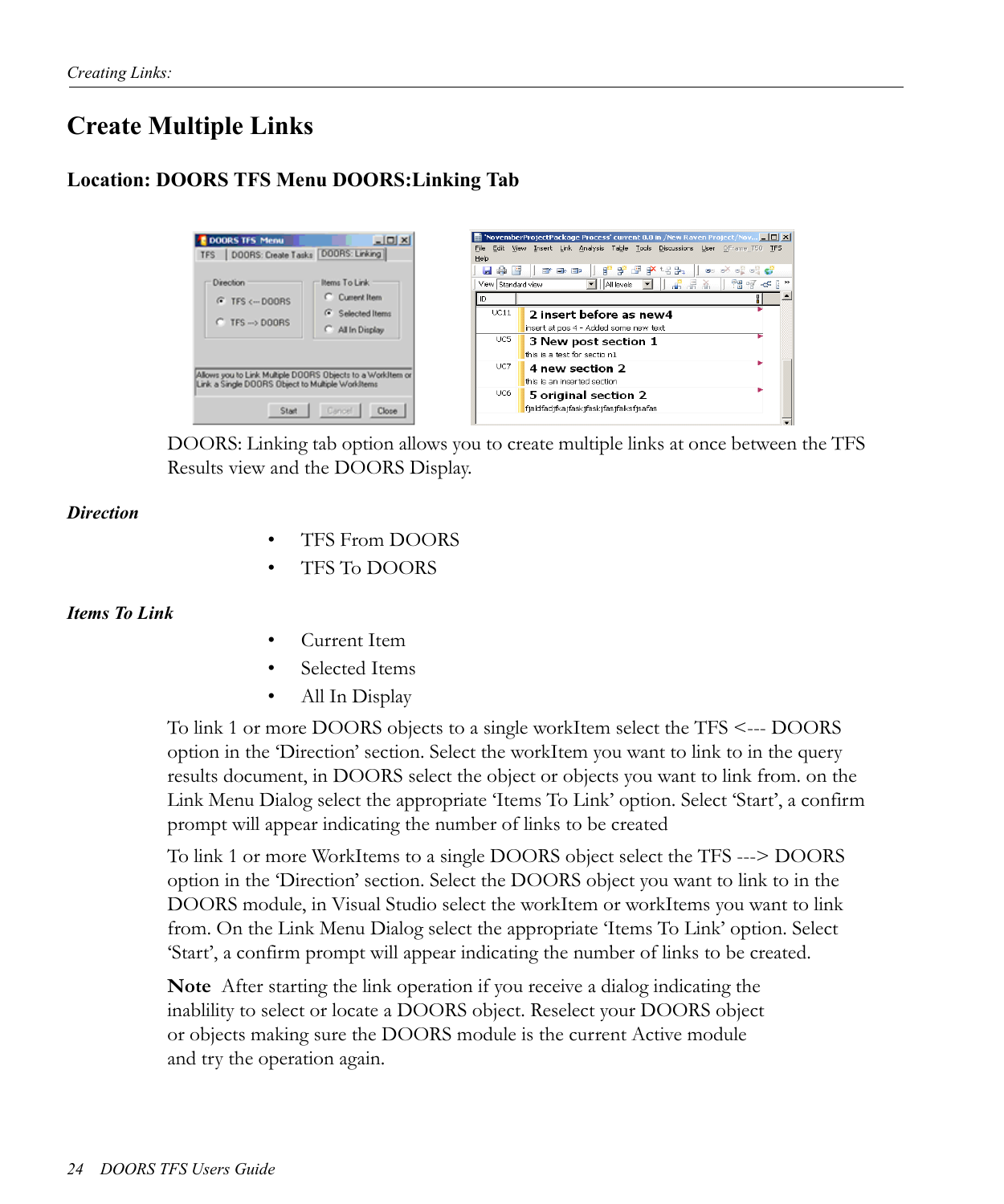# Create Multiple Links

### Location: DOORS TFS Menu DOORS:Linking Tab

DOORS: Linking tab option allows you to create multiple links at once between the TFS Results view and the DOORS Display.

***Direction***

- TFS From DOORS
- TFS To DOORS

***Items To Link***

- Current Item
- Selected Items
- All In Display

To link 1 or more DOORS objects to a single workItem select the TFS <--- DOORS option in the 'Direction' section. Select the workItem you want to link to in the query results document, in DOORS select the object or objects you want to link from. on the Link Menu Dialog select the appropriate 'Items To Link' option. Select 'Start', a confirm prompt will appear indicating the number of links to be created

To link 1 or more WorkItems to a single DOORS object select the TFS ---> DOORS option in the 'Direction' section. Select the DOORS object you want to link to in the DOORS module, in Visual Studio select the workItem or workItems you want to link from. On the Link Menu Dialog select the appropriate 'Items To Link' option. Select 'Start', a confirm prompt will appear indicating the number of links to be created.

**Note** After starting the link operation if you receive a dialog indicating the inablility to select or locate a DOORS object. Reselect your DOORS object or objects making sure the DOORS module is the current Active module and try the operation again.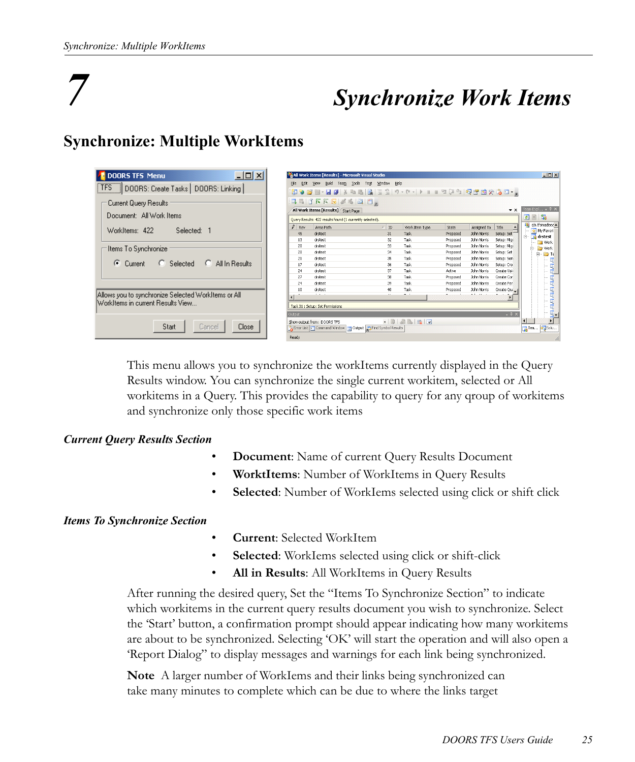# 7 Synchronize Work Items

## Synchronize: Multiple WorkItems

This menu allows you to synchronize the workItems currently displayed in the Query Results window. You can synchronize the single current workitem, selected or All workitems in a Query. This provides the capability to query for any qroup of workitems and synchronize only those specific work items

### *Current Query Results Section*

- **Document**: Name of current Query Results Document
- **WorkItems**: Number of WorkItems in Query Results
- **Selected**: Number of WorkIems selected using click or shift click

### *Items To Synchronize Section*

- **Current**: Selected WorkItem
- **Selected**: WorkIems selected using click or shift-click
- **All in Results**: All WorkItems in Query Results

After running the desired query, Set the "Items To Synchronize Section" to indicate which workitems in the current query results document you wish to synchronize. Select the 'Start' button, a confirmation prompt should appear indicating how many workitems are about to be synchronized. Selecting 'OK' will start the operation and will also open a 'Report Dialog" to display messages and warnings for each link being synchronized.

**Note** A larger number of WorkIems and their links being synchronized can take many minutes to complete which can be due to where the links target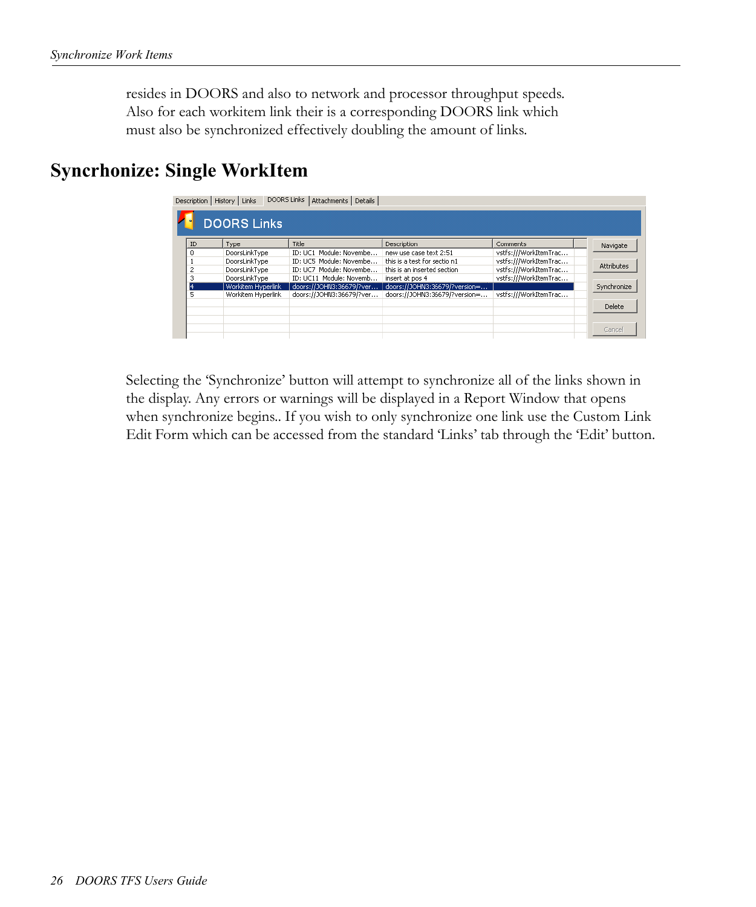resides in DOORS and also to network and processor throughput speeds. Also for each workitem link their is a corresponding DOORS link which must also be synchronized effectively doubling the amount of links.

## Syncrhonize: Single WorkItem

Selecting the 'Synchronize' button will attempt to synchronize all of the links shown in the display. Any errors or warnings will be displayed in a Report Window that opens when synchronize begins.. If you wish to only synchronize one link use the Custom Link Edit Form which can be accessed from the standard 'Links' tab through the 'Edit' button.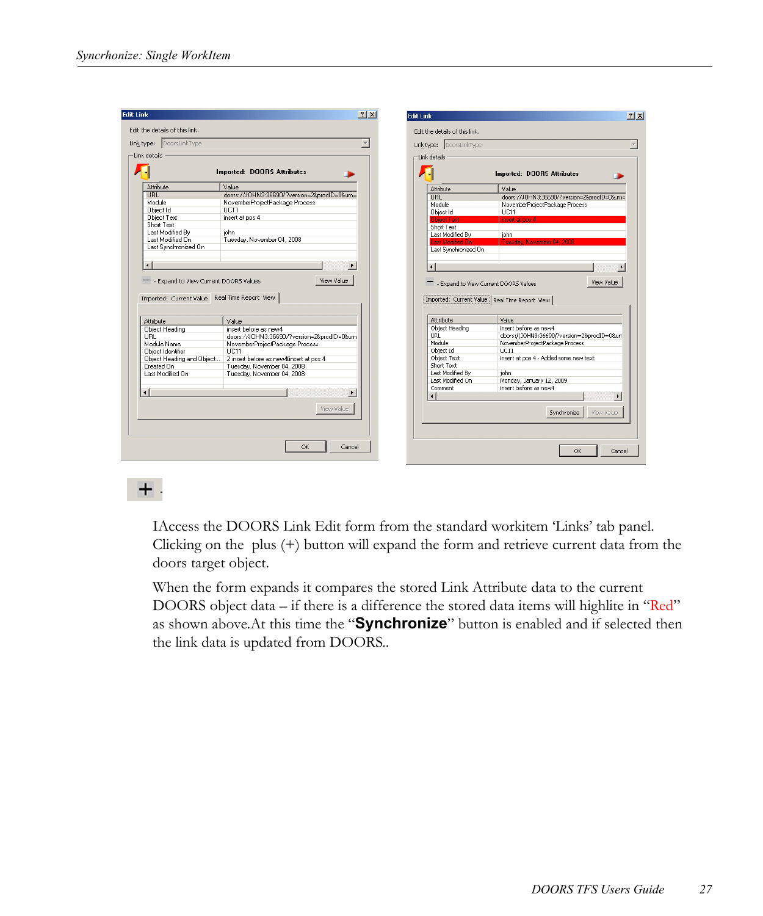IAccess the DOORS Link Edit form from the standard workitem 'Links' tab panel. Clicking on the plus (+) button will expand the form and retrieve current data from the doors target object.

When the form expands it compares the stored Link Attribute data to the current DOORS object data – if there is a difference the stored data items will highlite in "Red" as shown above.At this time the "**Synchronize**" button is enabled and if selected then the link data is updated from DOORS..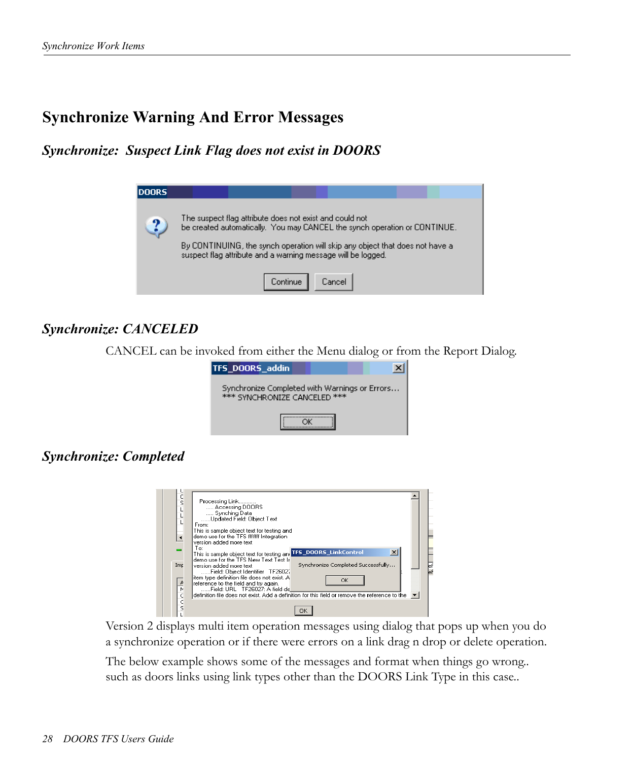# Synchronize Warning And Error Messages

## *Synchronize: Suspect Link Flag does not exist in DOORS*

DOORS

The suspect flag attribute does not exist and could not be created automatically. You may CANCEL the synch operation or CONTINUE.

By CONTINUING, the synch operation will skip any object that does not have a suspect flag attribute and a warning message will be logged.

Continue Cancel

## *Synchronize: CANCELED*

CANCEL can be invoked from either the Menu dialog or from the Report Dialog.

TFS_DOORS_addin

Synchronize Completed with Warnings or Errors...
*** SYNCHRONIZE CANCELED ***

OK

## *Synchronize: Completed*

Version 2 displays multi item operation messages using dialog that pops up when you do a synchronize operation or if there were errors on a link drag n drop or delete operation.

The below example shows some of the messages and format when things go wrong.. such as doors links using link types other than the DOORS Link Type in this case..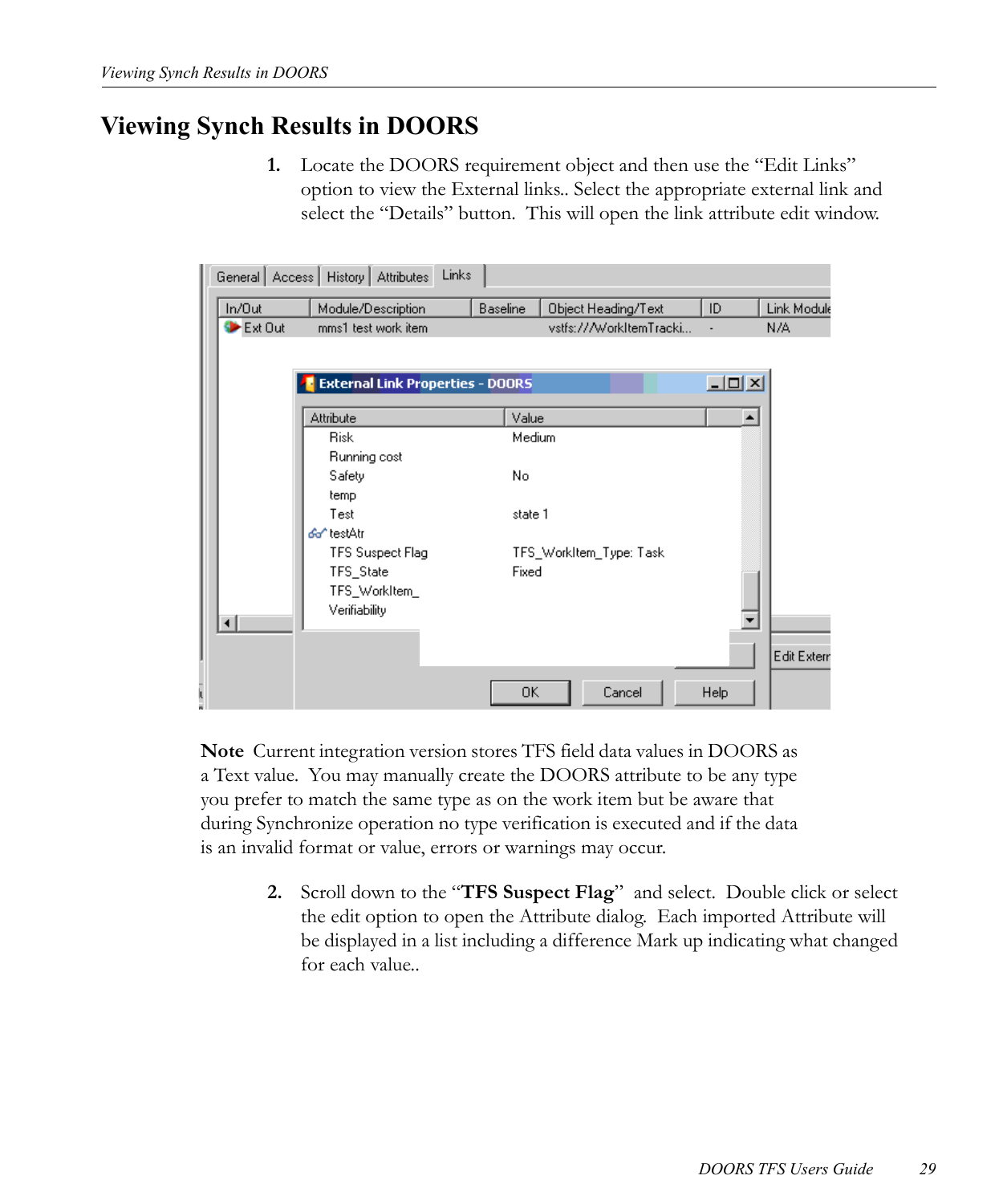# Viewing Synch Results in DOORS

1. Locate the DOORS requirement object and then use the “Edit Links” option to view the External links.. Select the appropriate external link and select the “Details” button. This will open the link attribute edit window.

**Note** Current integration version stores TFS field data values in DOORS as a Text value. You may manually create the DOORS attribute to be any type you prefer to match the same type as on the work item but be aware that during Synchronize operation no type verification is executed and if the data is an invalid format or value, errors or warnings may occur.

2. Scroll down to the “**TFS Suspect Flag**” and select. Double click or select the edit option to open the Attribute dialog. Each imported Attribute will be displayed in a list including a difference Mark up indicating what changed for each value..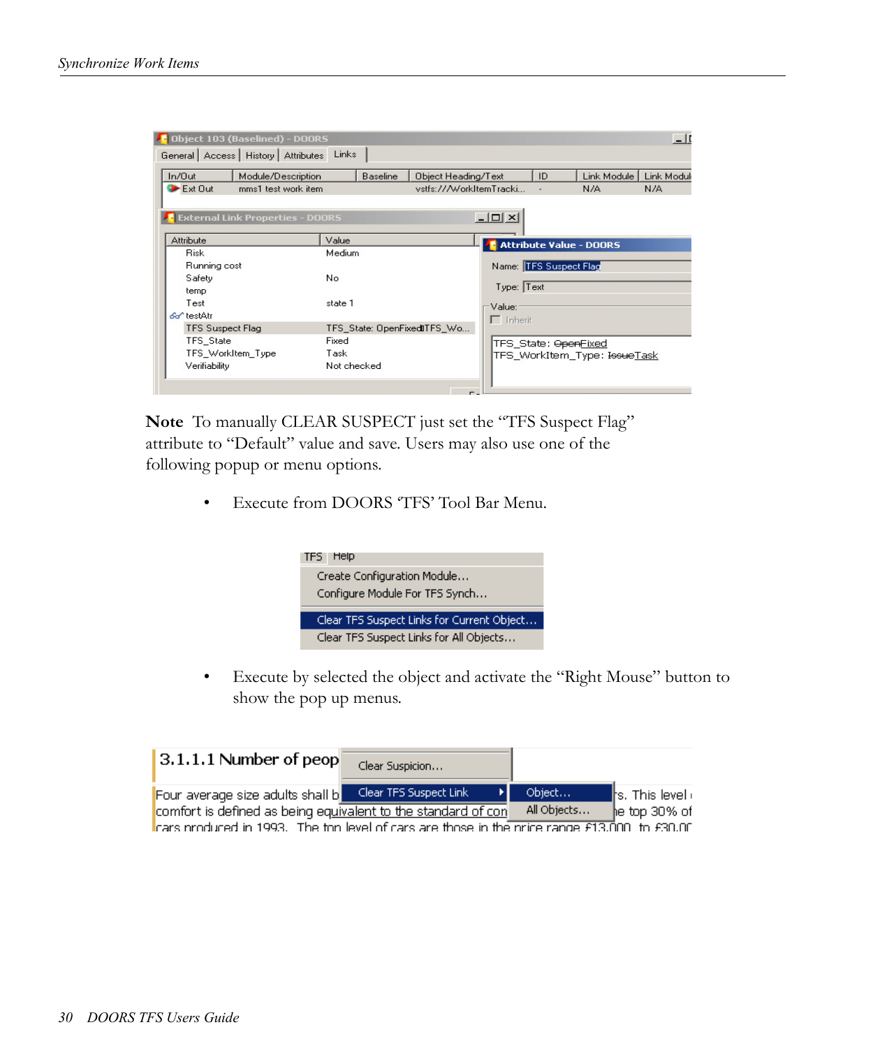**Note** To manually CLEAR SUSPECT just set the “TFS Suspect Flag” attribute to “Default” value and save. Users may also use one of the following popup or menu options.

- Execute from DOORS ‘TFS’ Tool Bar Menu.

- Execute by selected the object and activate the “Right Mouse” button to show the pop up menus.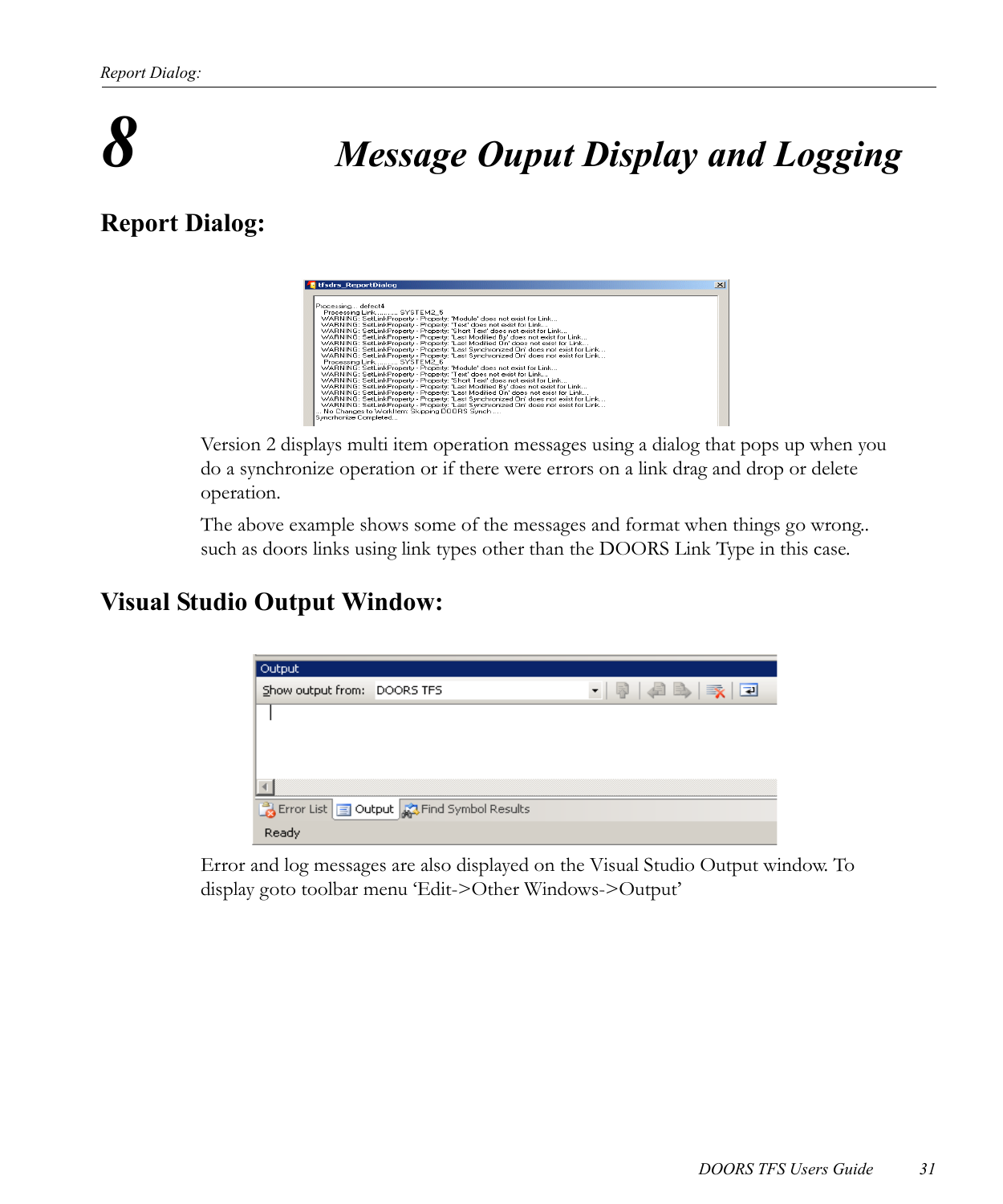# 8 Message Ouput Display and Logging

## Report Dialog:

Version 2 displays multi item operation messages using a dialog that pops up when you do a synchronize operation or if there were errors on a link drag and drop or delete operation.

The above example shows some of the messages and format when things go wrong.. such as doors links using link types other than the DOORS Link Type in this case.

## Visual Studio Output Window:

Error and log messages are also displayed on the Visual Studio Output window. To display goto toolbar menu 'Edit->Other Windows->Output'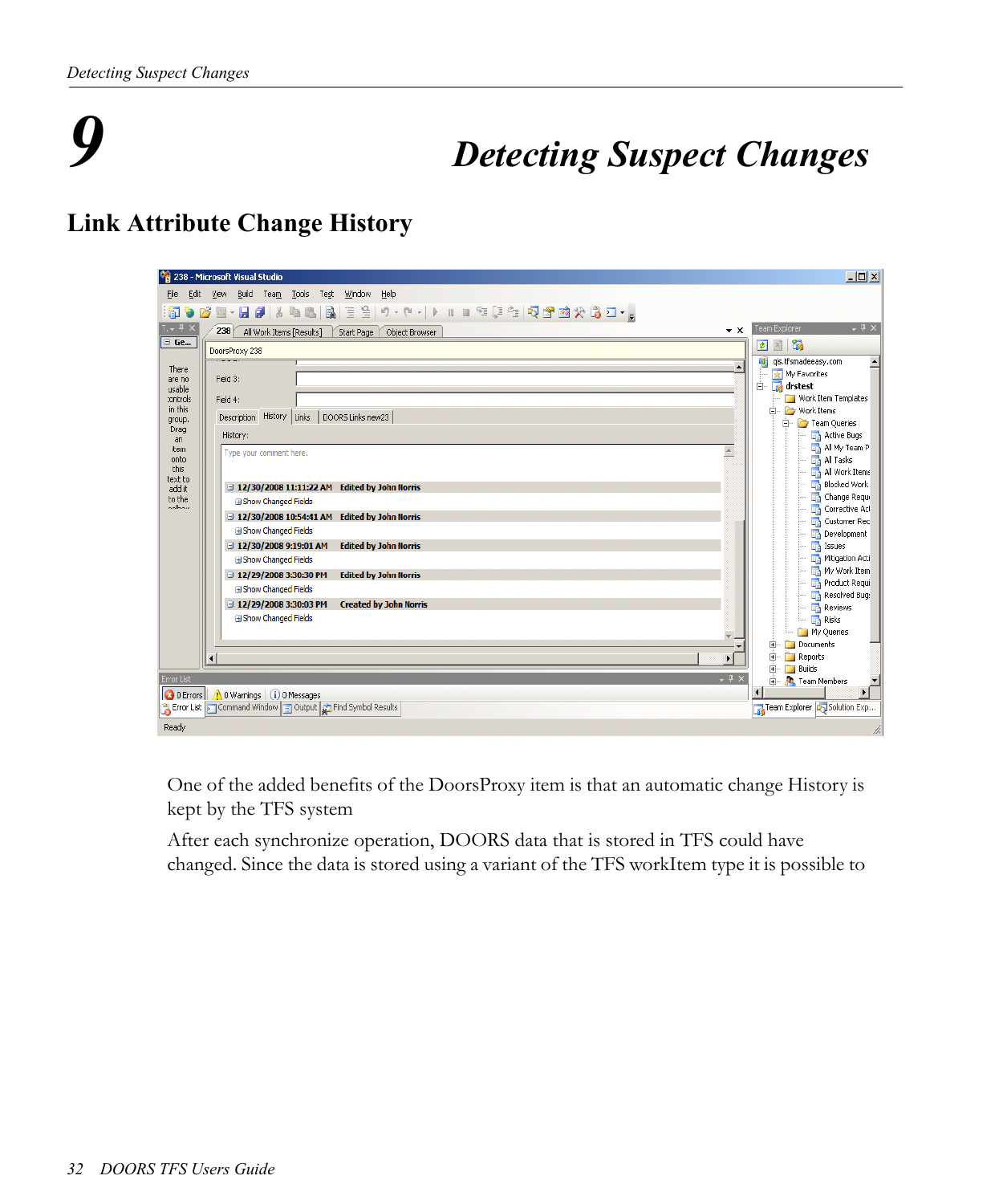# 9 Detecting Suspect Changes

## Link Attribute Change History

One of the added benefits of the DoorsProxy item is that an automatic change History is kept by the TFS system

After each synchronize operation, DOORS data that is stored in TFS could have changed. Since the data is stored using a variant of the TFS workItem type it is possible to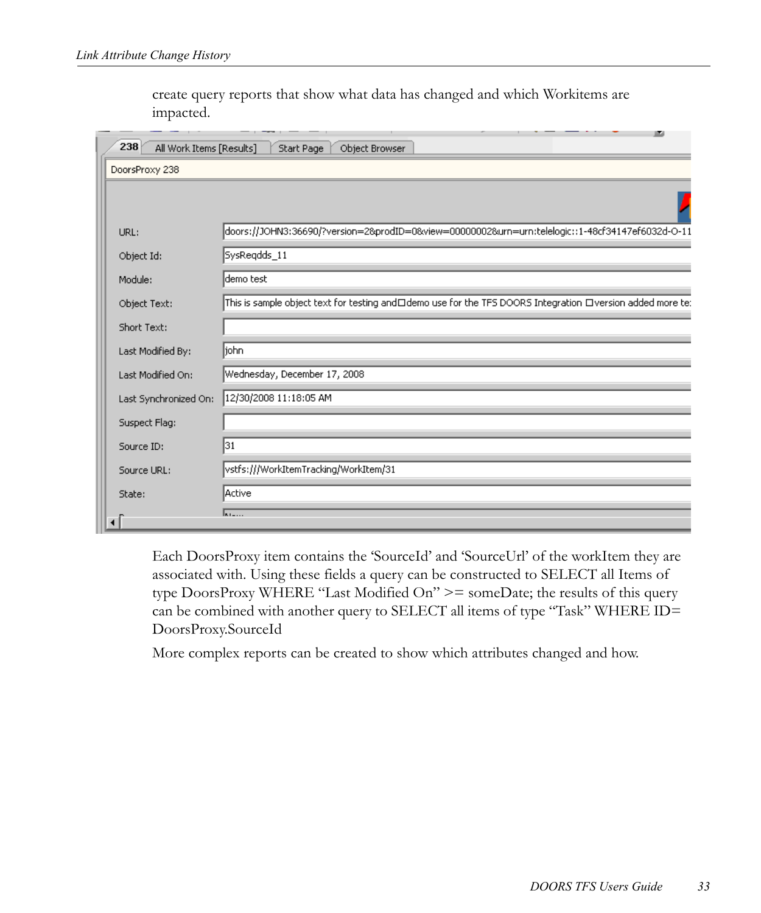create query reports that show what data has changed and which Workitems are impacted.

| | |
|---|---|
| URL: | doors://JOHN3:36690/?version=2&prodID=0&view=00000002&urn=urn:telelogic::1-48cf34147ef6032d-O-11 |
| Object Id: | SysReqdds_11 |
| Module: | demo test |
| Object Text: | This is sample object text for testing and demo use for the TFS DOORS Integration version added more te: |
| Short Text: | |
| Last Modified By: | john |
| Last Modified On: | Wednesday, December 17, 2008 |
| Last Synchronized On: | 12/30/2008 11:18:05 AM |
| Suspect Flag: | |
| Source ID: | 31 |
| Source URL: | vstfs:///WorkItemTracking/WorkItem/31 |
| State: | Active |

Each DoorsProxy item contains the 'SourceId' and 'SourceUrl' of the workItem they are associated with. Using these fields a query can be constructed to SELECT all Items of type DoorsProxy WHERE "Last Modified On" >= someDate; the results of this query can be combined with another query to SELECT all items of type "Task" WHERE ID= DoorsProxy.SourceId

More complex reports can be created to show which attributes changed and how.